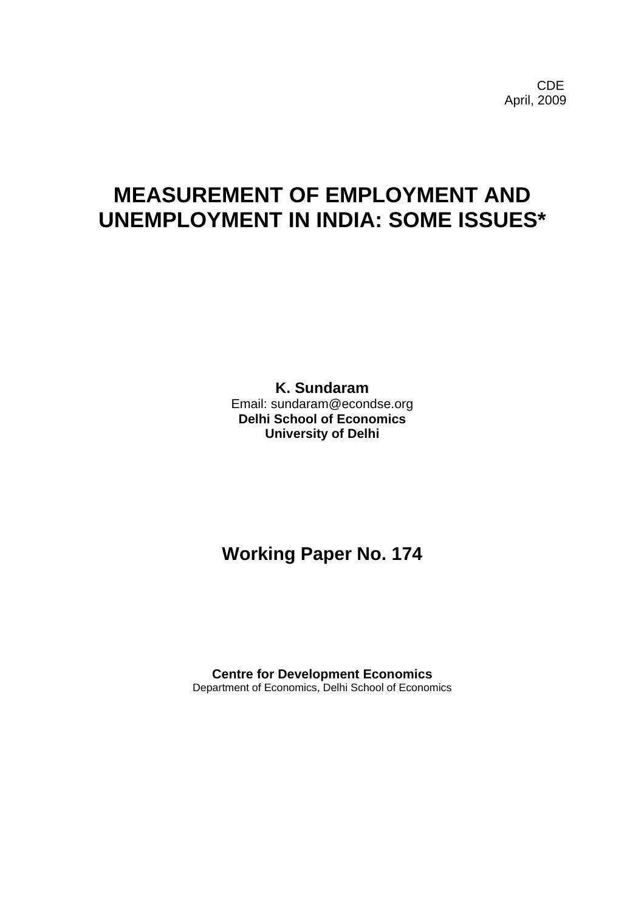CDE
April, 2009

# MEASUREMENT OF EMPLOYMENT AND UNEMPLOYMENT IN INDIA: SOME ISSUES*

**K. Sundaram**
Email: sundaram@econdse.org
**Delhi School of Economics**
**University of Delhi**

## Working Paper No. 174

**Centre for Development Economics**
Department of Economics, Delhi School of Economics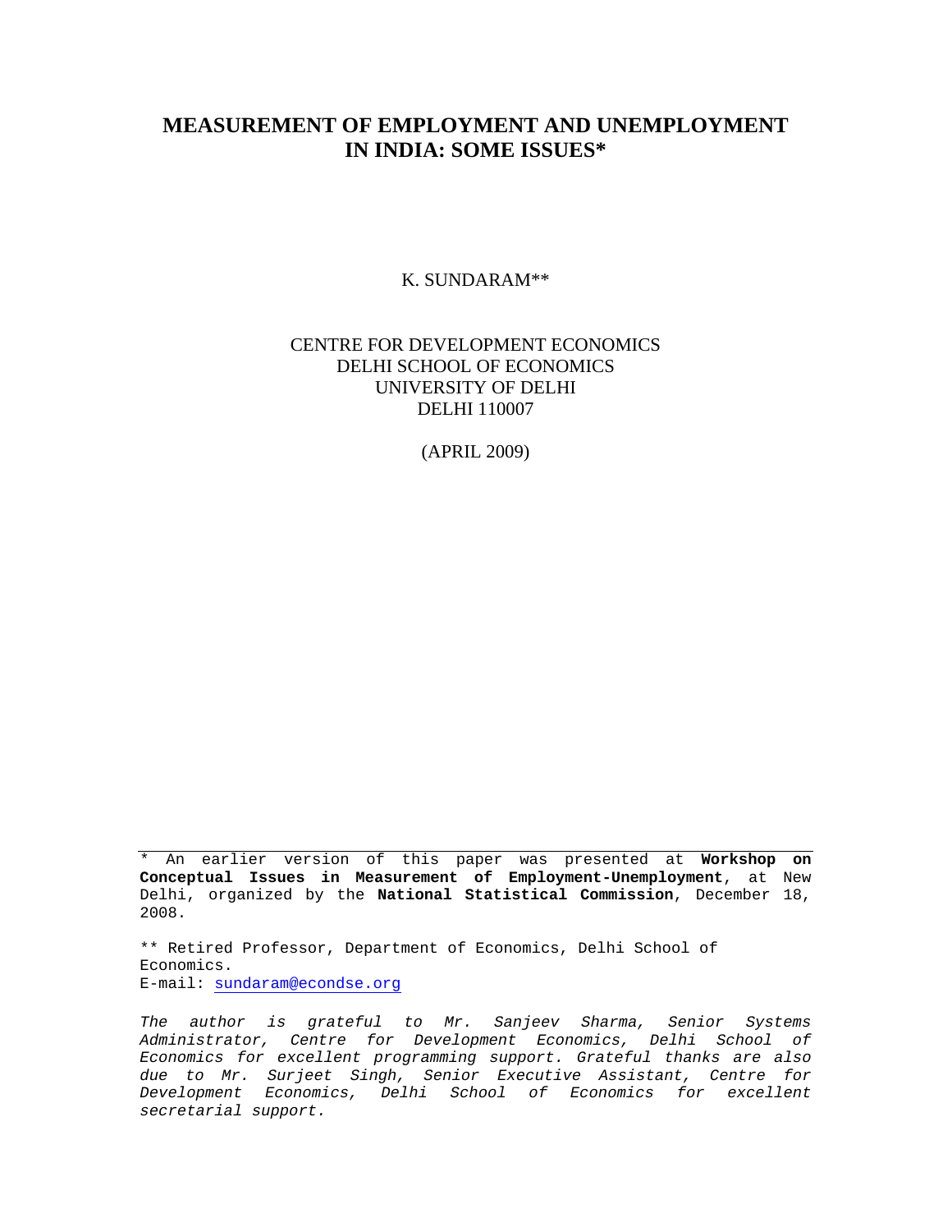# MEASUREMENT OF EMPLOYMENT AND UNEMPLOYMENT IN INDIA: SOME ISSUES*

K. SUNDARAM**

CENTRE FOR DEVELOPMENT ECONOMICS
DELHI SCHOOL OF ECONOMICS
UNIVERSITY OF DELHI
DELHI 110007

(APRIL 2009)

---

* An earlier version of this paper was presented at **Workshop on Conceptual Issues in Measurement of Employment-Unemployment**, at New Delhi, organized by the **National Statistical Commission**, December 18, 2008.

** Retired Professor, Department of Economics, Delhi School of Economics.
E-mail: sundaram@econdse.org

*The author is grateful to Mr. Sanjeev Sharma, Senior Systems Administrator, Centre for Development Economics, Delhi School of Economics for excellent programming support. Grateful thanks are also due to Mr. Surjeet Singh, Senior Executive Assistant, Centre for Development Economics, Delhi School of Economics for excellent secretarial support.*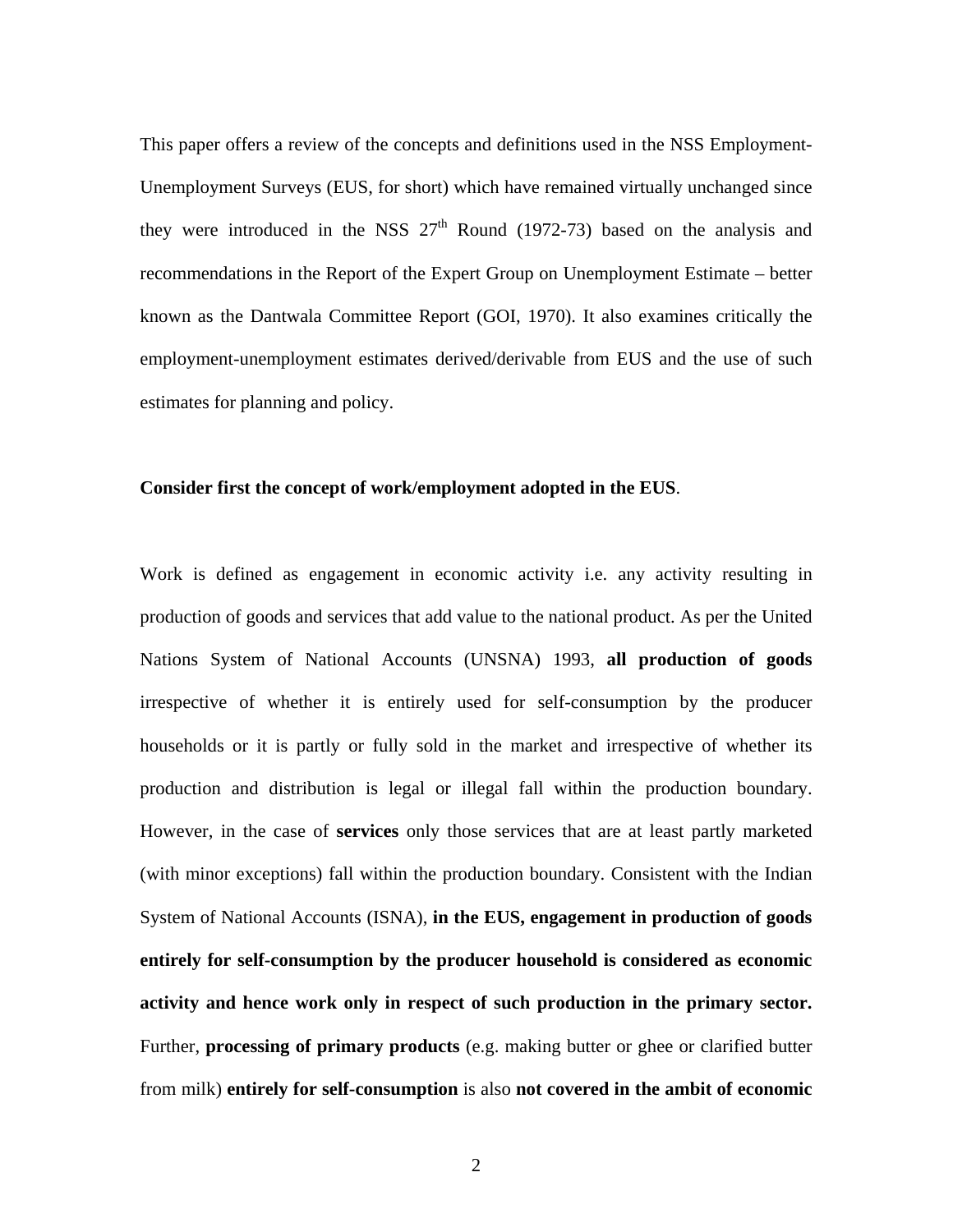This paper offers a review of the concepts and definitions used in the NSS Employment-Unemployment Surveys (EUS, for short) which have remained virtually unchanged since they were introduced in the NSS 27th Round (1972-73) based on the analysis and recommendations in the Report of the Expert Group on Unemployment Estimate – better known as the Dantwala Committee Report (GOI, 1970). It also examines critically the employment-unemployment estimates derived/derivable from EUS and the use of such estimates for planning and policy.

**Consider first the concept of work/employment adopted in the EUS**.

Work is defined as engagement in economic activity i.e. any activity resulting in production of goods and services that add value to the national product. As per the United Nations System of National Accounts (UNSNA) 1993, **all production of goods** irrespective of whether it is entirely used for self-consumption by the producer households or it is partly or fully sold in the market and irrespective of whether its production and distribution is legal or illegal fall within the production boundary. However, in the case of **services** only those services that are at least partly marketed (with minor exceptions) fall within the production boundary. Consistent with the Indian System of National Accounts (ISNA), **in the EUS, engagement in production of goods entirely for self-consumption by the producer household is considered as economic activity and hence work only in respect of such production in the primary sector.** Further, **processing of primary products** (e.g. making butter or ghee or clarified butter from milk) **entirely for self-consumption** is also **not covered in the ambit of economic**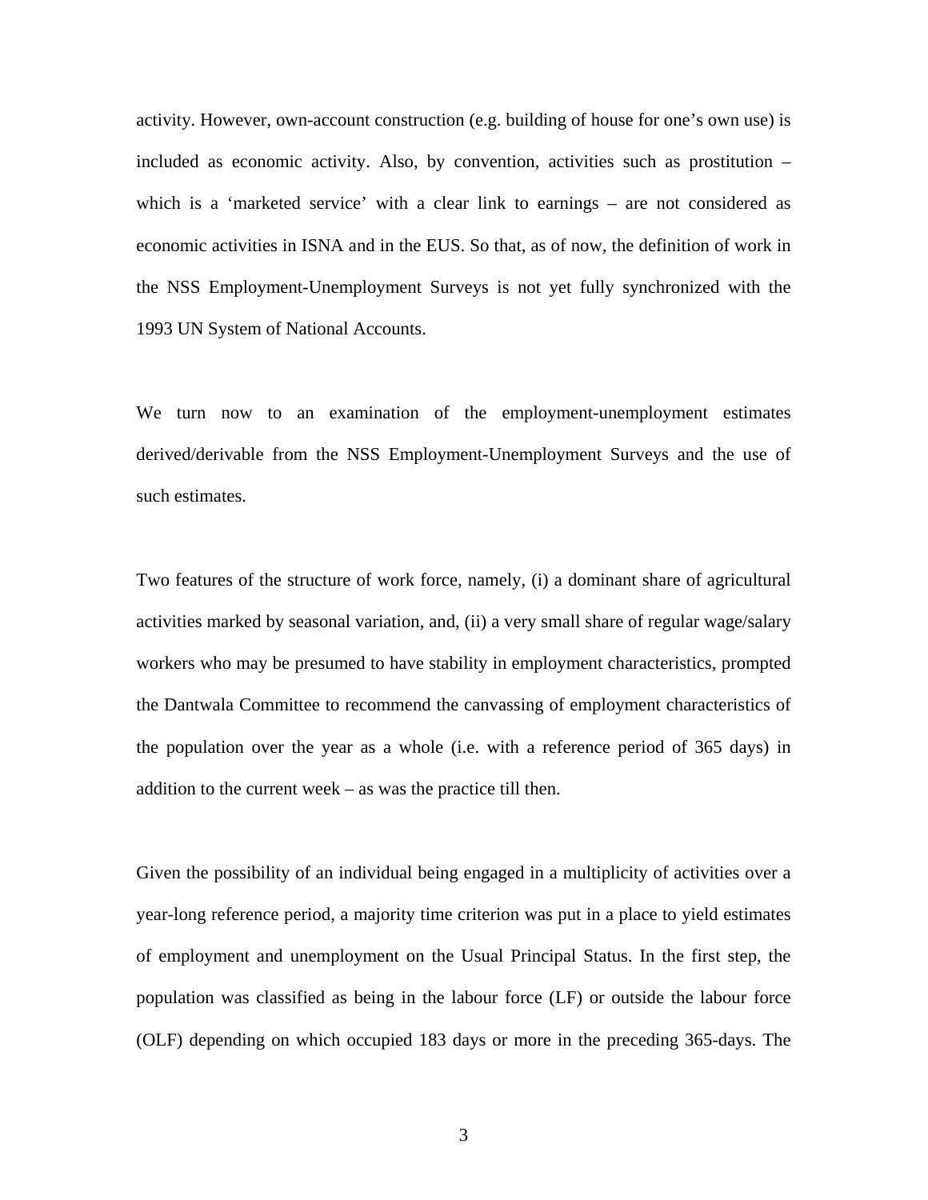activity. However, own-account construction (e.g. building of house for one's own use) is included as economic activity. Also, by convention, activities such as prostitution – which is a 'marketed service' with a clear link to earnings – are not considered as economic activities in ISNA and in the EUS. So that, as of now, the definition of work in the NSS Employment-Unemployment Surveys is not yet fully synchronized with the 1993 UN System of National Accounts.

We turn now to an examination of the employment-unemployment estimates derived/derivable from the NSS Employment-Unemployment Surveys and the use of such estimates.

Two features of the structure of work force, namely, (i) a dominant share of agricultural activities marked by seasonal variation, and, (ii) a very small share of regular wage/salary workers who may be presumed to have stability in employment characteristics, prompted the Dantwala Committee to recommend the canvassing of employment characteristics of the population over the year as a whole (i.e. with a reference period of 365 days) in addition to the current week – as was the practice till then.

Given the possibility of an individual being engaged in a multiplicity of activities over a year-long reference period, a majority time criterion was put in a place to yield estimates of employment and unemployment on the Usual Principal Status. In the first step, the population was classified as being in the labour force (LF) or outside the labour force (OLF) depending on which occupied 183 days or more in the preceding 365-days. The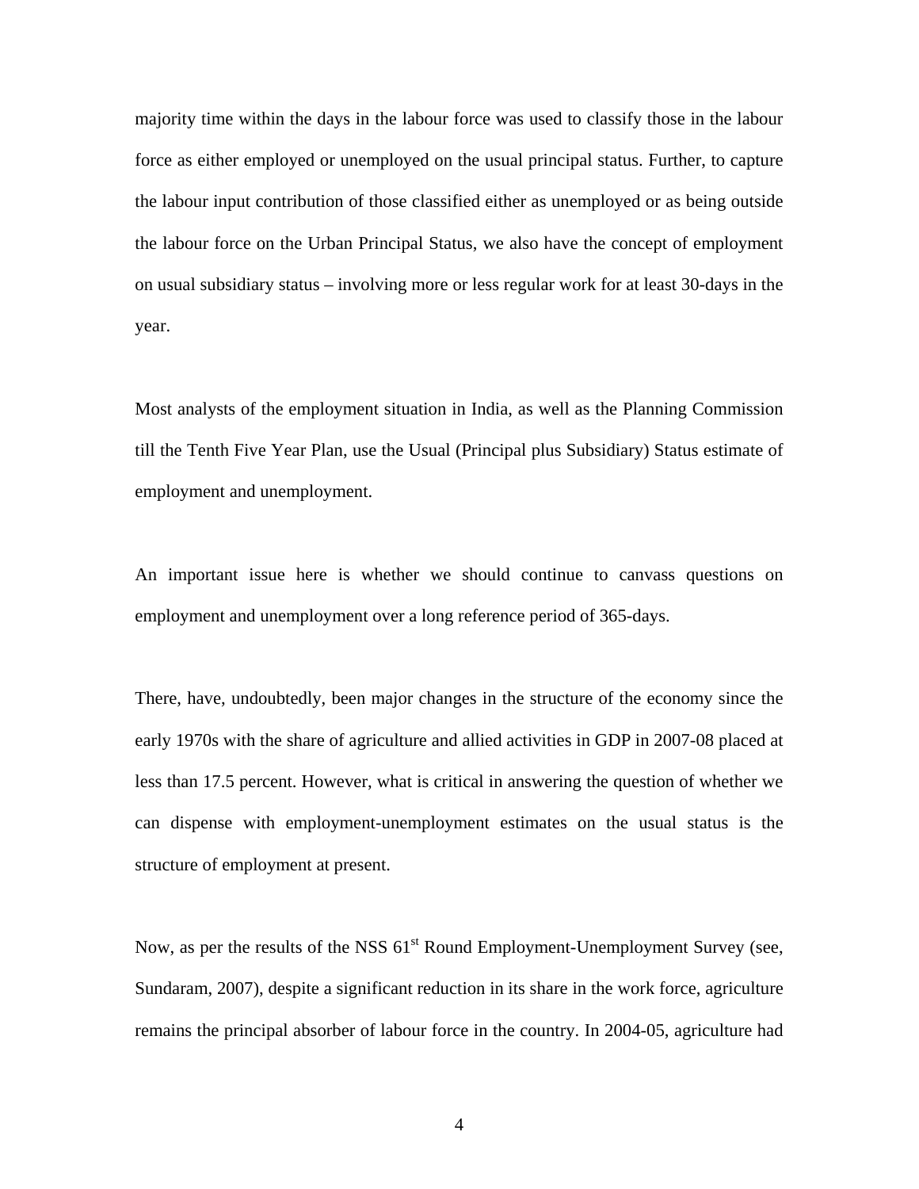majority time within the days in the labour force was used to classify those in the labour force as either employed or unemployed on the usual principal status. Further, to capture the labour input contribution of those classified either as unemployed or as being outside the labour force on the Urban Principal Status, we also have the concept of employment on usual subsidiary status – involving more or less regular work for at least 30-days in the year.

Most analysts of the employment situation in India, as well as the Planning Commission till the Tenth Five Year Plan, use the Usual (Principal plus Subsidiary) Status estimate of employment and unemployment.

An important issue here is whether we should continue to canvass questions on employment and unemployment over a long reference period of 365-days.

There, have, undoubtedly, been major changes in the structure of the economy since the early 1970s with the share of agriculture and allied activities in GDP in 2007-08 placed at less than 17.5 percent. However, what is critical in answering the question of whether we can dispense with employment-unemployment estimates on the usual status is the structure of employment at present.

Now, as per the results of the NSS 61st Round Employment-Unemployment Survey (see, Sundaram, 2007), despite a significant reduction in its share in the work force, agriculture remains the principal absorber of labour force in the country. In 2004-05, agriculture had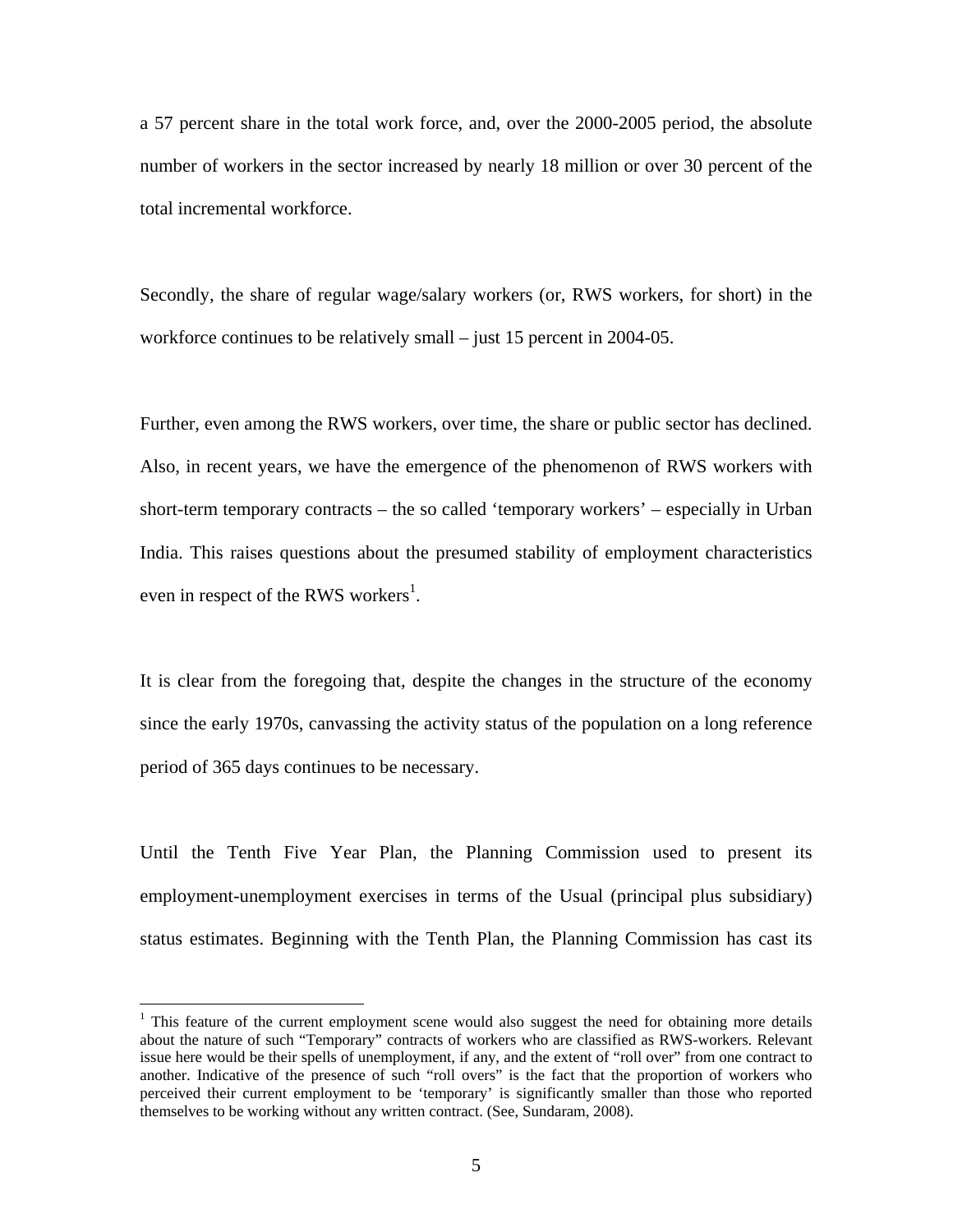a 57 percent share in the total work force, and, over the 2000-2005 period, the absolute number of workers in the sector increased by nearly 18 million or over 30 percent of the total incremental workforce.

Secondly, the share of regular wage/salary workers (or, RWS workers, for short) in the workforce continues to be relatively small – just 15 percent in 2004-05.

Further, even among the RWS workers, over time, the share or public sector has declined. Also, in recent years, we have the emergence of the phenomenon of RWS workers with short-term temporary contracts – the so called 'temporary workers' – especially in Urban India. This raises questions about the presumed stability of employment characteristics even in respect of the RWS workers[1].

It is clear from the foregoing that, despite the changes in the structure of the economy since the early 1970s, canvassing the activity status of the population on a long reference period of 365 days continues to be necessary.

Until the Tenth Five Year Plan, the Planning Commission used to present its employment-unemployment exercises in terms of the Usual (principal plus subsidiary) status estimates. Beginning with the Tenth Plan, the Planning Commission has cast its

[1] This feature of the current employment scene would also suggest the need for obtaining more details about the nature of such "Temporary" contracts of workers who are classified as RWS-workers. Relevant issue here would be their spells of unemployment, if any, and the extent of "roll over" from one contract to another. Indicative of the presence of such "roll overs" is the fact that the proportion of workers who perceived their current employment to be 'temporary' is significantly smaller than those who reported themselves to be working without any written contract. (See, Sundaram, 2008).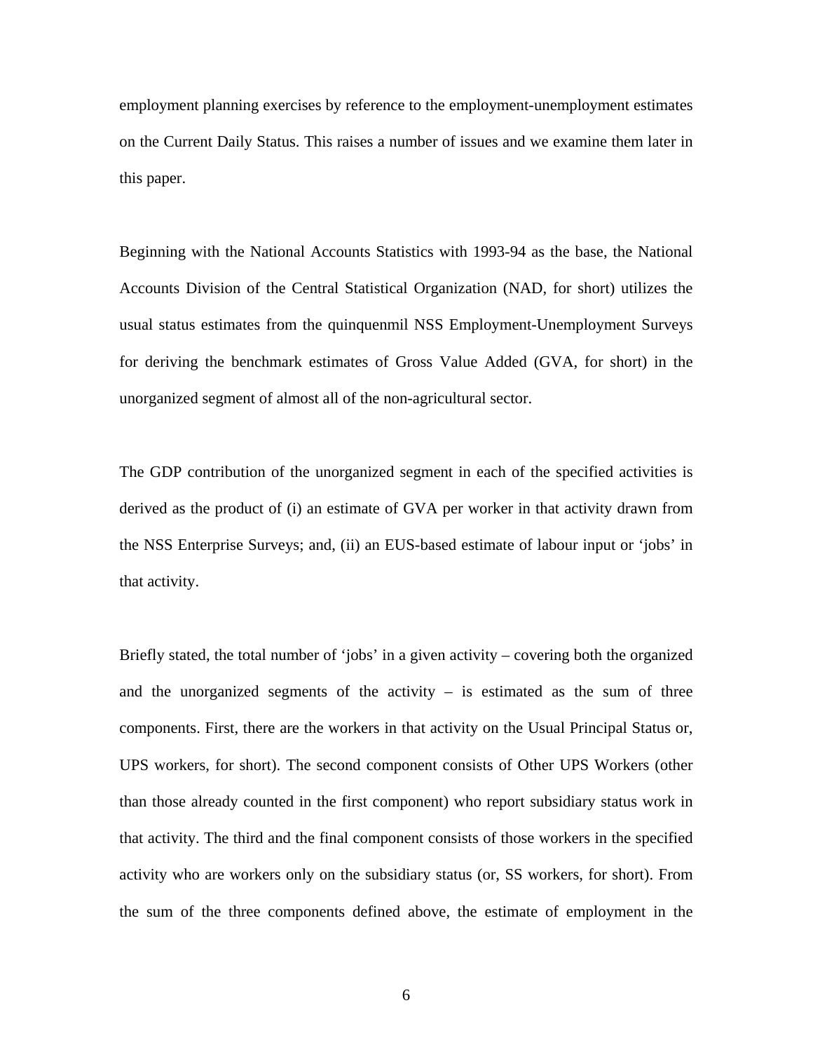employment planning exercises by reference to the employment-unemployment estimates on the Current Daily Status. This raises a number of issues and we examine them later in this paper.

Beginning with the National Accounts Statistics with 1993-94 as the base, the National Accounts Division of the Central Statistical Organization (NAD, for short) utilizes the usual status estimates from the quinquenmil NSS Employment-Unemployment Surveys for deriving the benchmark estimates of Gross Value Added (GVA, for short) in the unorganized segment of almost all of the non-agricultural sector.

The GDP contribution of the unorganized segment in each of the specified activities is derived as the product of (i) an estimate of GVA per worker in that activity drawn from the NSS Enterprise Surveys; and, (ii) an EUS-based estimate of labour input or 'jobs' in that activity.

Briefly stated, the total number of 'jobs' in a given activity – covering both the organized and the unorganized segments of the activity – is estimated as the sum of three components. First, there are the workers in that activity on the Usual Principal Status or, UPS workers, for short). The second component consists of Other UPS Workers (other than those already counted in the first component) who report subsidiary status work in that activity. The third and the final component consists of those workers in the specified activity who are workers only on the subsidiary status (or, SS workers, for short). From the sum of the three components defined above, the estimate of employment in the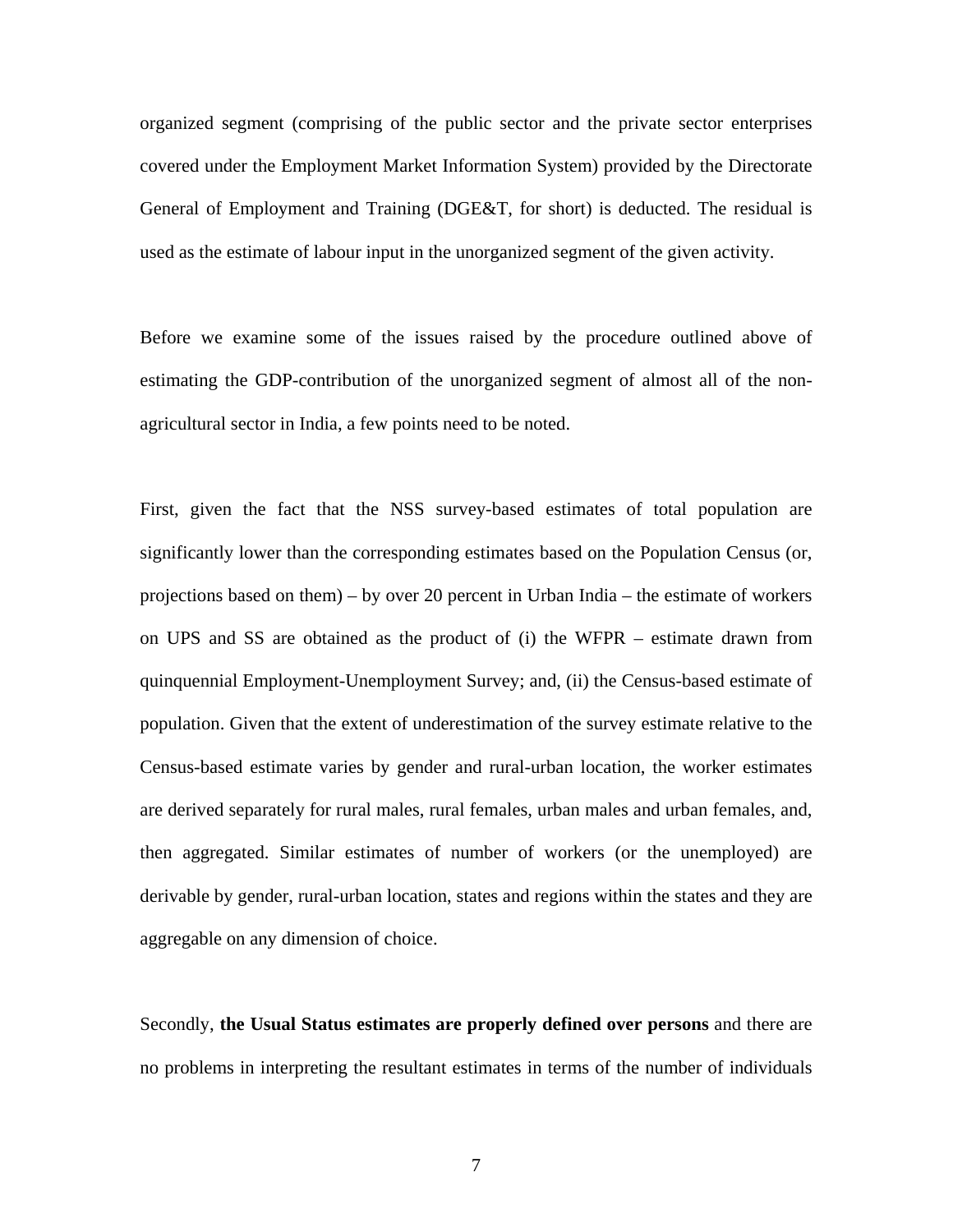organized segment (comprising of the public sector and the private sector enterprises covered under the Employment Market Information System) provided by the Directorate General of Employment and Training (DGE&T, for short) is deducted. The residual is used as the estimate of labour input in the unorganized segment of the given activity.

Before we examine some of the issues raised by the procedure outlined above of estimating the GDP-contribution of the unorganized segment of almost all of the non-agricultural sector in India, a few points need to be noted.

First, given the fact that the NSS survey-based estimates of total population are significantly lower than the corresponding estimates based on the Population Census (or, projections based on them) – by over 20 percent in Urban India – the estimate of workers on UPS and SS are obtained as the product of (i) the WFPR – estimate drawn from quinquennial Employment-Unemployment Survey; and, (ii) the Census-based estimate of population. Given that the extent of underestimation of the survey estimate relative to the Census-based estimate varies by gender and rural-urban location, the worker estimates are derived separately for rural males, rural females, urban males and urban females, and, then aggregated. Similar estimates of number of workers (or the unemployed) are derivable by gender, rural-urban location, states and regions within the states and they are aggregable on any dimension of choice.

Secondly, **the Usual Status estimates are properly defined over persons** and there are no problems in interpreting the resultant estimates in terms of the number of individuals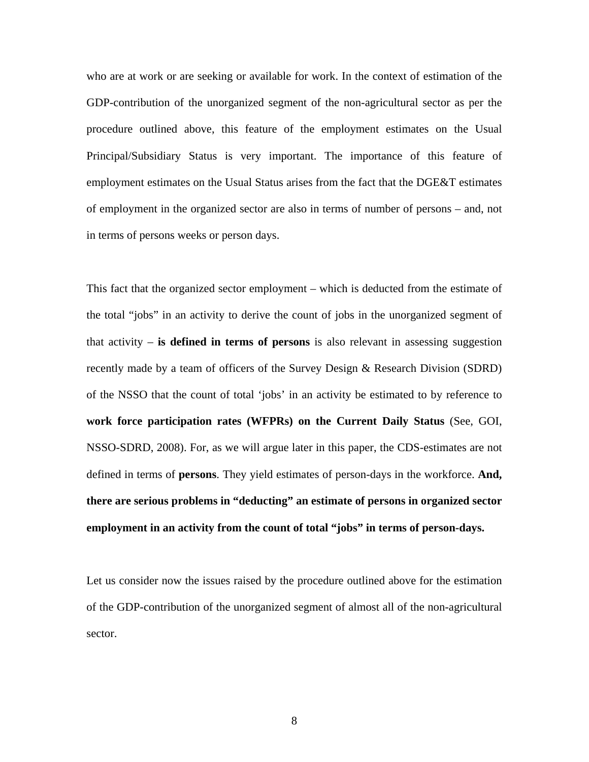who are at work or are seeking or available for work. In the context of estimation of the GDP-contribution of the unorganized segment of the non-agricultural sector as per the procedure outlined above, this feature of the employment estimates on the Usual Principal/Subsidiary Status is very important. The importance of this feature of employment estimates on the Usual Status arises from the fact that the DGE&T estimates of employment in the organized sector are also in terms of number of persons – and, not in terms of persons weeks or person days.

This fact that the organized sector employment – which is deducted from the estimate of the total "jobs" in an activity to derive the count of jobs in the unorganized segment of that activity – **is defined in terms of persons** is also relevant in assessing suggestion recently made by a team of officers of the Survey Design & Research Division (SDRD) of the NSSO that the count of total 'jobs' in an activity be estimated to by reference to **work force participation rates (WFPRs) on the Current Daily Status** (See, GOI, NSSO-SDRD, 2008). For, as we will argue later in this paper, the CDS-estimates are not defined in terms of **persons**. They yield estimates of person-days in the workforce. **And, there are serious problems in "deducting" an estimate of persons in organized sector employment in an activity from the count of total "jobs" in terms of person-days.**

Let us consider now the issues raised by the procedure outlined above for the estimation of the GDP-contribution of the unorganized segment of almost all of the non-agricultural sector.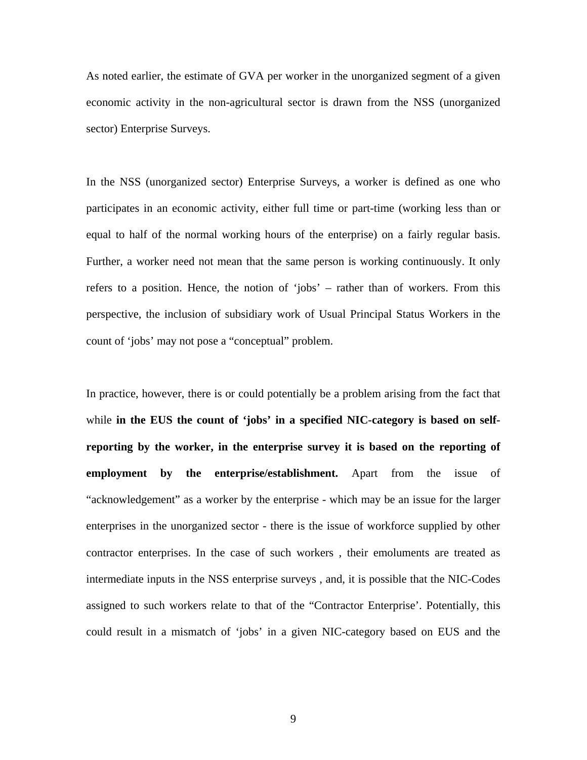As noted earlier, the estimate of GVA per worker in the unorganized segment of a given economic activity in the non-agricultural sector is drawn from the NSS (unorganized sector) Enterprise Surveys.

In the NSS (unorganized sector) Enterprise Surveys, a worker is defined as one who participates in an economic activity, either full time or part-time (working less than or equal to half of the normal working hours of the enterprise) on a fairly regular basis. Further, a worker need not mean that the same person is working continuously. It only refers to a position. Hence, the notion of 'jobs' – rather than of workers. From this perspective, the inclusion of subsidiary work of Usual Principal Status Workers in the count of 'jobs' may not pose a "conceptual" problem.

In practice, however, there is or could potentially be a problem arising from the fact that while **in the EUS the count of 'jobs' in a specified NIC-category is based on self-reporting by the worker, in the enterprise survey it is based on the reporting of employment by the enterprise/establishment.** Apart from the issue of "acknowledgement" as a worker by the enterprise - which may be an issue for the larger enterprises in the unorganized sector - there is the issue of workforce supplied by other contractor enterprises. In the case of such workers , their emoluments are treated as intermediate inputs in the NSS enterprise surveys , and, it is possible that the NIC-Codes assigned to such workers relate to that of the "Contractor Enterprise'. Potentially, this could result in a mismatch of 'jobs' in a given NIC-category based on EUS and the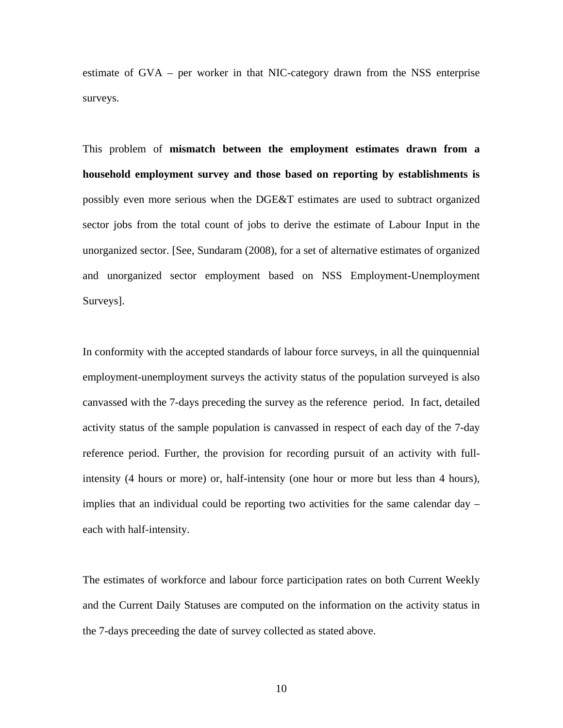estimate of GVA – per worker in that NIC-category drawn from the NSS enterprise surveys.

This problem of **mismatch between the employment estimates drawn from a household employment survey and those based on reporting by establishments is** possibly even more serious when the DGE&T estimates are used to subtract organized sector jobs from the total count of jobs to derive the estimate of Labour Input in the unorganized sector. [See, Sundaram (2008), for a set of alternative estimates of organized and unorganized sector employment based on NSS Employment-Unemployment Surveys].

In conformity with the accepted standards of labour force surveys, in all the quinquennial employment-unemployment surveys the activity status of the population surveyed is also canvassed with the 7-days preceding the survey as the reference period. In fact, detailed activity status of the sample population is canvassed in respect of each day of the 7-day reference period. Further, the provision for recording pursuit of an activity with full-intensity (4 hours or more) or, half-intensity (one hour or more but less than 4 hours), implies that an individual could be reporting two activities for the same calendar day – each with half-intensity.

The estimates of workforce and labour force participation rates on both Current Weekly and the Current Daily Statuses are computed on the information on the activity status in the 7-days preceeding the date of survey collected as stated above.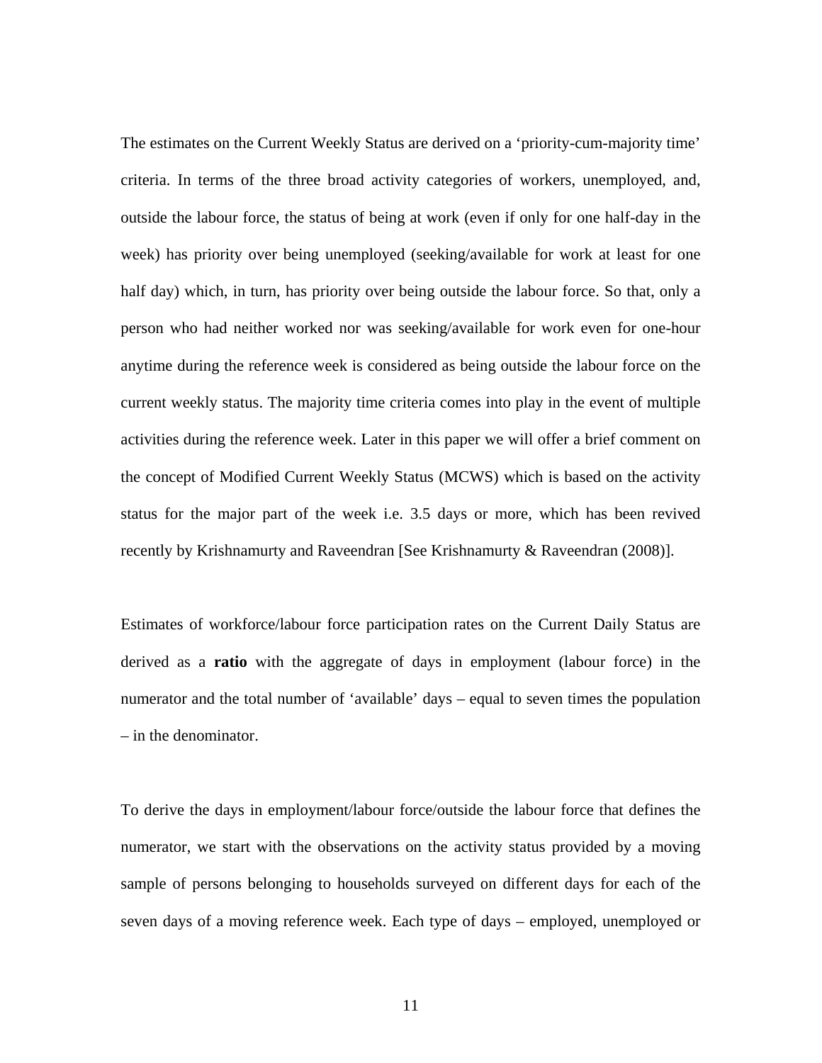The estimates on the Current Weekly Status are derived on a ‘priority-cum-majority time’ criteria. In terms of the three broad activity categories of workers, unemployed, and, outside the labour force, the status of being at work (even if only for one half-day in the week) has priority over being unemployed (seeking/available for work at least for one half day) which, in turn, has priority over being outside the labour force. So that, only a person who had neither worked nor was seeking/available for work even for one-hour anytime during the reference week is considered as being outside the labour force on the current weekly status. The majority time criteria comes into play in the event of multiple activities during the reference week. Later in this paper we will offer a brief comment on the concept of Modified Current Weekly Status (MCWS) which is based on the activity status for the major part of the week i.e. 3.5 days or more, which has been revived recently by Krishnamurty and Raveendran [See Krishnamurty & Raveendran (2008)].

Estimates of workforce/labour force participation rates on the Current Daily Status are derived as a **ratio** with the aggregate of days in employment (labour force) in the numerator and the total number of ‘available’ days – equal to seven times the population – in the denominator.

To derive the days in employment/labour force/outside the labour force that defines the numerator, we start with the observations on the activity status provided by a moving sample of persons belonging to households surveyed on different days for each of the seven days of a moving reference week. Each type of days – employed, unemployed or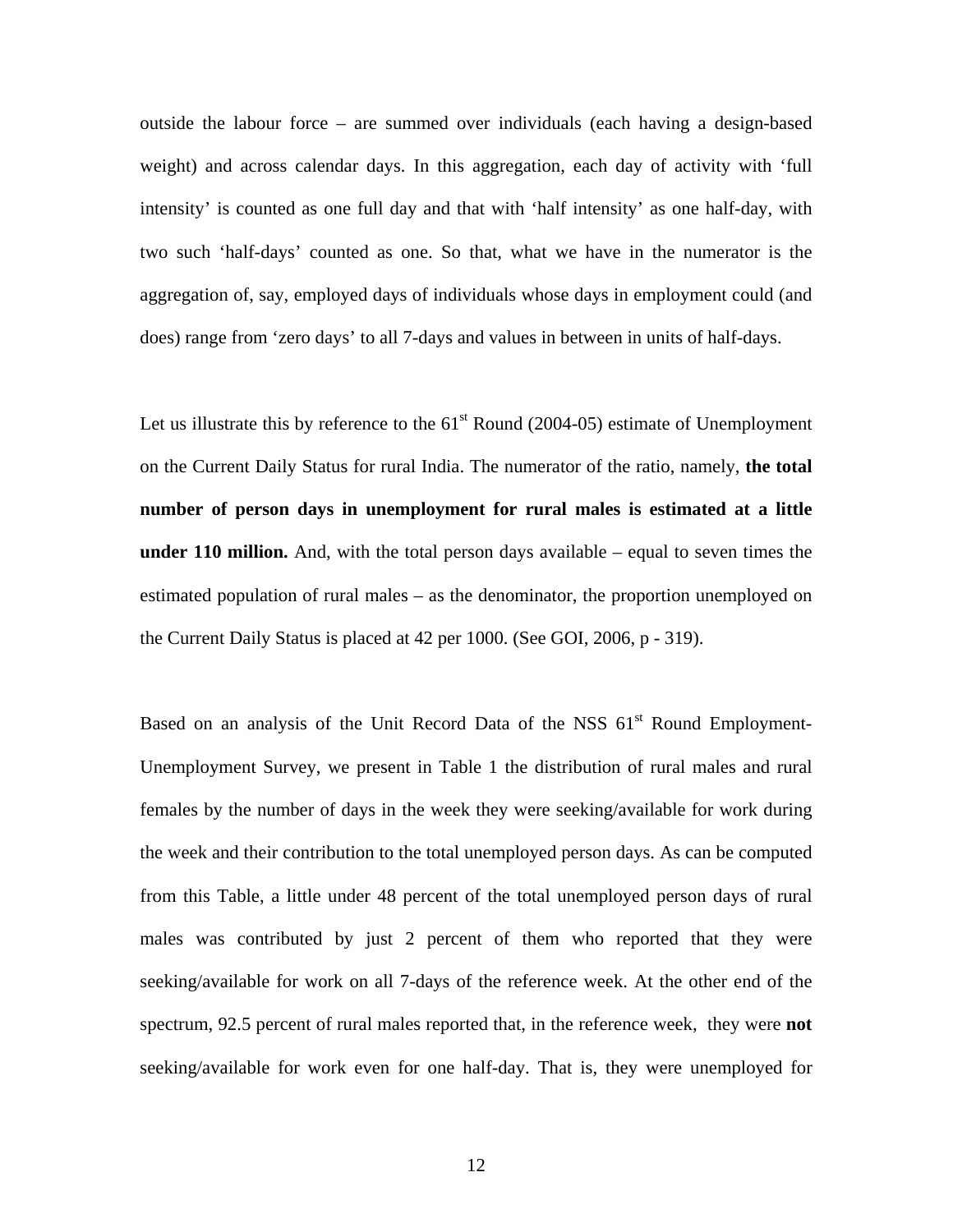outside the labour force – are summed over individuals (each having a design-based weight) and across calendar days. In this aggregation, each day of activity with 'full intensity' is counted as one full day and that with 'half intensity' as one half-day, with two such 'half-days' counted as one. So that, what we have in the numerator is the aggregation of, say, employed days of individuals whose days in employment could (and does) range from 'zero days' to all 7-days and values in between in units of half-days.

Let us illustrate this by reference to the 61st Round (2004-05) estimate of Unemployment on the Current Daily Status for rural India. The numerator of the ratio, namely, **the total number of person days in unemployment for rural males is estimated at a little under 110 million.** And, with the total person days available – equal to seven times the estimated population of rural males – as the denominator, the proportion unemployed on the Current Daily Status is placed at 42 per 1000. (See GOI, 2006, p - 319).

Based on an analysis of the Unit Record Data of the NSS 61st Round Employment-Unemployment Survey, we present in Table 1 the distribution of rural males and rural females by the number of days in the week they were seeking/available for work during the week and their contribution to the total unemployed person days. As can be computed from this Table, a little under 48 percent of the total unemployed person days of rural males was contributed by just 2 percent of them who reported that they were seeking/available for work on all 7-days of the reference week. At the other end of the spectrum, 92.5 percent of rural males reported that, in the reference week, they were **not** seeking/available for work even for one half-day. That is, they were unemployed for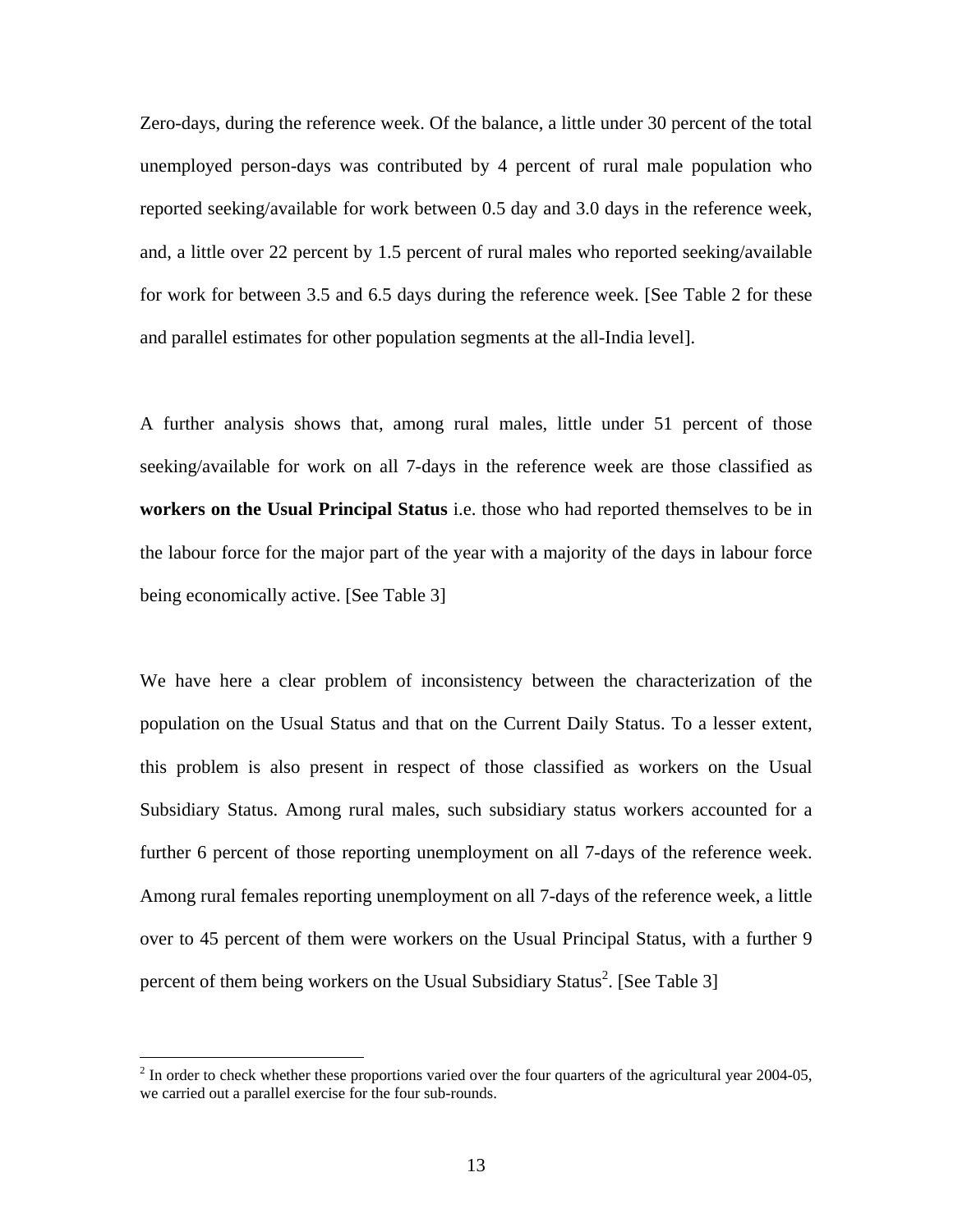Zero-days, during the reference week. Of the balance, a little under 30 percent of the total unemployed person-days was contributed by 4 percent of rural male population who reported seeking/available for work between 0.5 day and 3.0 days in the reference week, and, a little over 22 percent by 1.5 percent of rural males who reported seeking/available for work for between 3.5 and 6.5 days during the reference week. [See Table 2 for these and parallel estimates for other population segments at the all-India level].

A further analysis shows that, among rural males, little under 51 percent of those seeking/available for work on all 7-days in the reference week are those classified as **workers on the Usual Principal Status** i.e. those who had reported themselves to be in the labour force for the major part of the year with a majority of the days in labour force being economically active. [See Table 3]

We have here a clear problem of inconsistency between the characterization of the population on the Usual Status and that on the Current Daily Status. To a lesser extent, this problem is also present in respect of those classified as workers on the Usual Subsidiary Status. Among rural males, such subsidiary status workers accounted for a further 6 percent of those reporting unemployment on all 7-days of the reference week. Among rural females reporting unemployment on all 7-days of the reference week, a little over to 45 percent of them were workers on the Usual Principal Status, with a further 9 percent of them being workers on the Usual Subsidiary Status[2]. [See Table 3]

[2] In order to check whether these proportions varied over the four quarters of the agricultural year 2004-05, we carried out a parallel exercise for the four sub-rounds.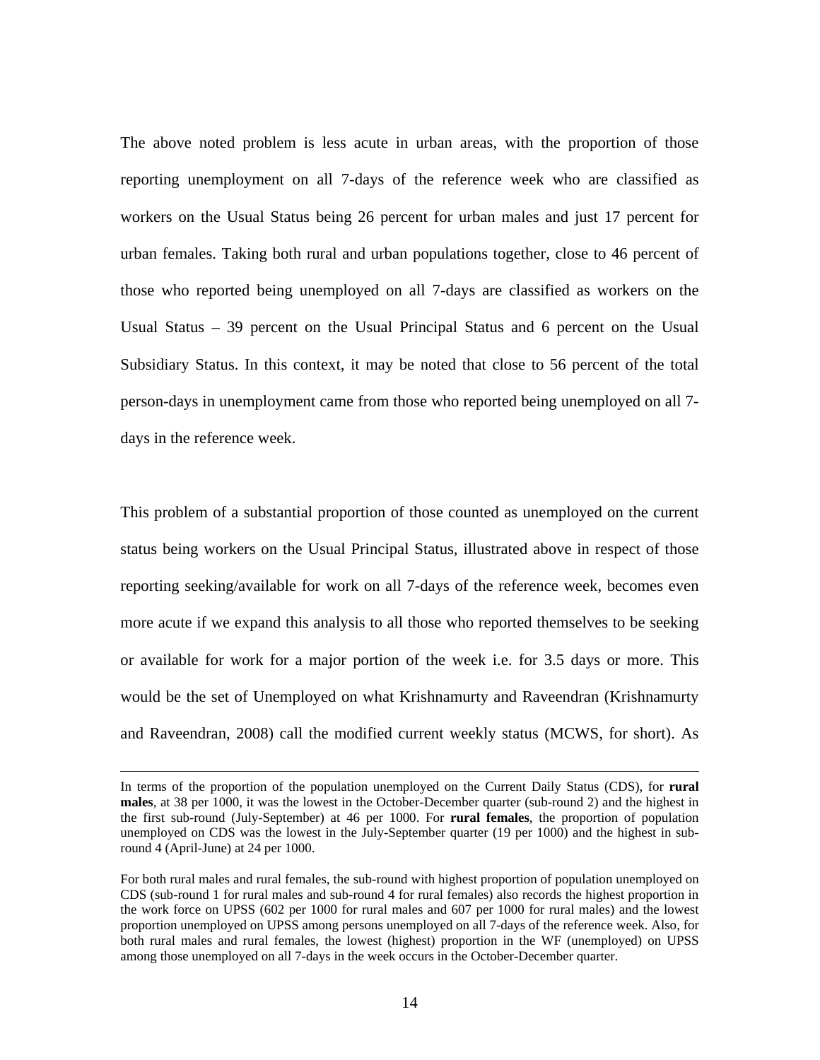The above noted problem is less acute in urban areas, with the proportion of those reporting unemployment on all 7-days of the reference week who are classified as workers on the Usual Status being 26 percent for urban males and just 17 percent for urban females. Taking both rural and urban populations together, close to 46 percent of those who reported being unemployed on all 7-days are classified as workers on the Usual Status – 39 percent on the Usual Principal Status and 6 percent on the Usual Subsidiary Status. In this context, it may be noted that close to 56 percent of the total person-days in unemployment came from those who reported being unemployed on all 7-days in the reference week.

This problem of a substantial proportion of those counted as unemployed on the current status being workers on the Usual Principal Status, illustrated above in respect of those reporting seeking/available for work on all 7-days of the reference week, becomes even more acute if we expand this analysis to all those who reported themselves to be seeking or available for work for a major portion of the week i.e. for 3.5 days or more. This would be the set of Unemployed on what Krishnamurty and Raveendran (Krishnamurty and Raveendran, 2008) call the modified current weekly status (MCWS, for short). As

---

In terms of the proportion of the population unemployed on the Current Daily Status (CDS), for **rural males**, at 38 per 1000, it was the lowest in the October-December quarter (sub-round 2) and the highest in the first sub-round (July-September) at 46 per 1000. For **rural females**, the proportion of population unemployed on CDS was the lowest in the July-September quarter (19 per 1000) and the highest in sub-round 4 (April-June) at 24 per 1000.

For both rural males and rural females, the sub-round with highest proportion of population unemployed on CDS (sub-round 1 for rural males and sub-round 4 for rural females) also records the highest proportion in the work force on UPSS (602 per 1000 for rural males and 607 per 1000 for rural males) and the lowest proportion unemployed on UPSS among persons unemployed on all 7-days of the reference week. Also, for both rural males and rural females, the lowest (highest) proportion in the WF (unemployed) on UPSS among those unemployed on all 7-days in the week occurs in the October-December quarter.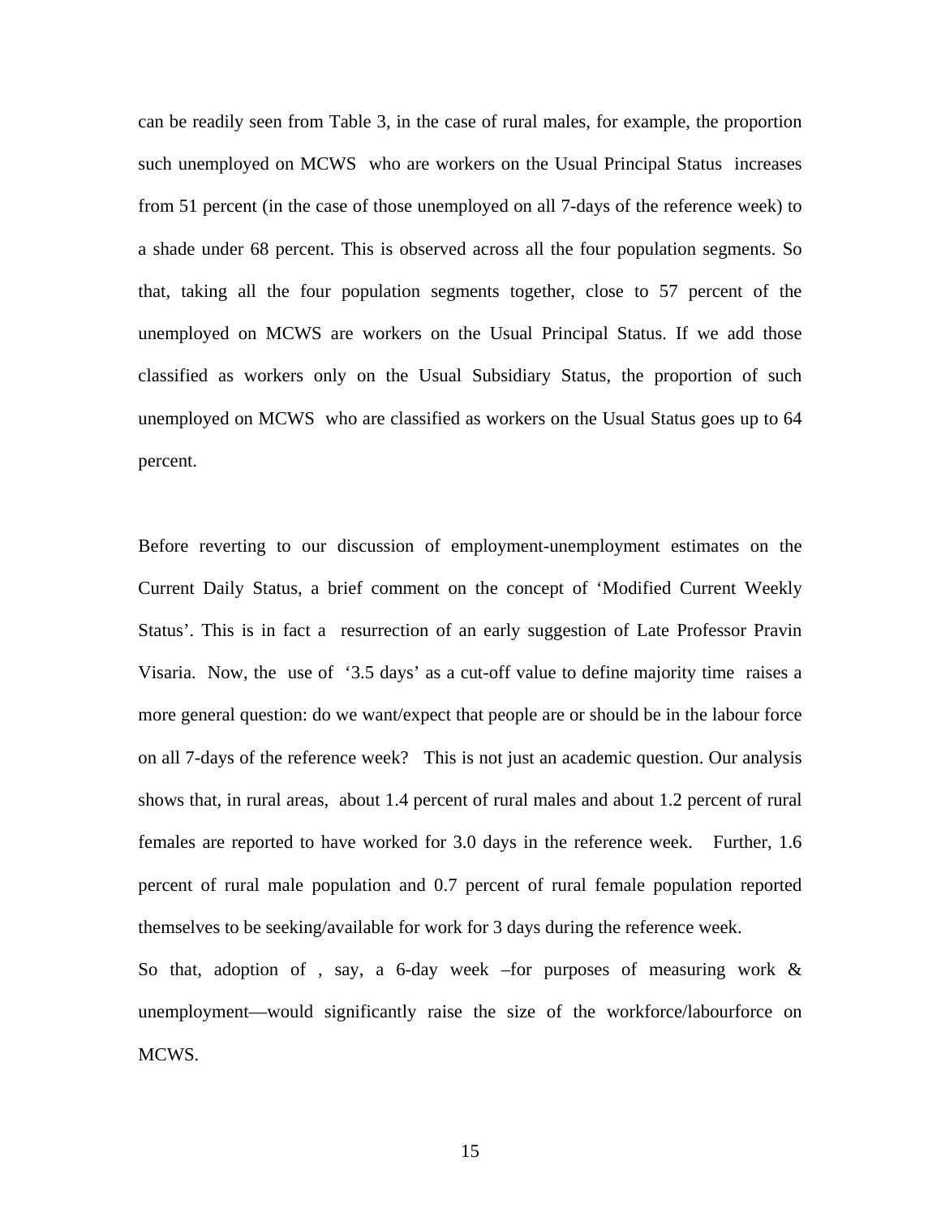can be readily seen from Table 3, in the case of rural males, for example, the proportion such unemployed on MCWS who are workers on the Usual Principal Status increases from 51 percent (in the case of those unemployed on all 7-days of the reference week) to a shade under 68 percent. This is observed across all the four population segments. So that, taking all the four population segments together, close to 57 percent of the unemployed on MCWS are workers on the Usual Principal Status. If we add those classified as workers only on the Usual Subsidiary Status, the proportion of such unemployed on MCWS who are classified as workers on the Usual Status goes up to 64 percent.

Before reverting to our discussion of employment-unemployment estimates on the Current Daily Status, a brief comment on the concept of 'Modified Current Weekly Status'. This is in fact a resurrection of an early suggestion of Late Professor Pravin Visaria. Now, the use of '3.5 days' as a cut-off value to define majority time raises a more general question: do we want/expect that people are or should be in the labour force on all 7-days of the reference week? This is not just an academic question. Our analysis shows that, in rural areas, about 1.4 percent of rural males and about 1.2 percent of rural females are reported to have worked for 3.0 days in the reference week. Further, 1.6 percent of rural male population and 0.7 percent of rural female population reported themselves to be seeking/available for work for 3 days during the reference week.

So that, adoption of , say, a 6-day week –for purposes of measuring work & unemployment—would significantly raise the size of the workforce/labourforce on MCWS.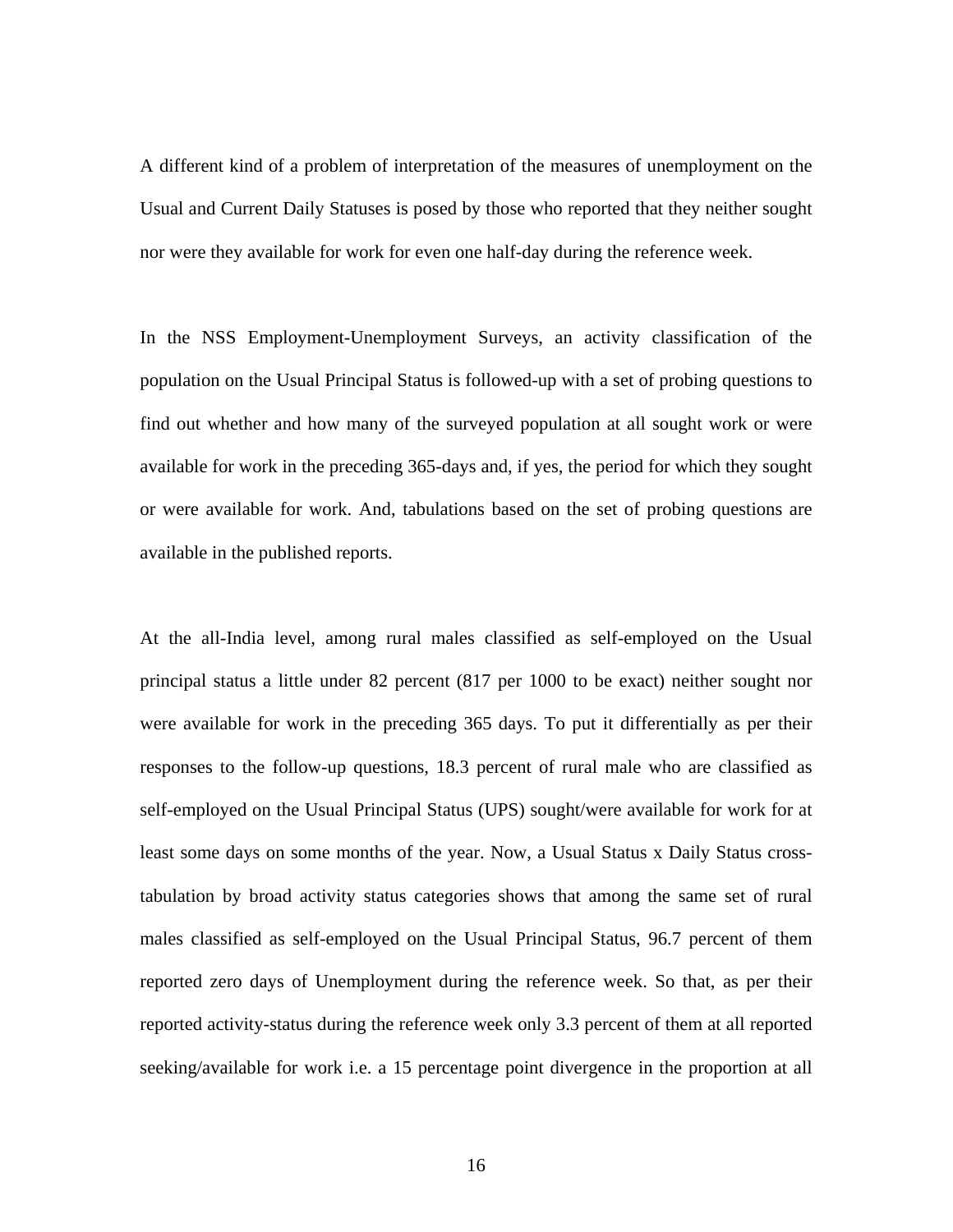A different kind of a problem of interpretation of the measures of unemployment on the Usual and Current Daily Statuses is posed by those who reported that they neither sought nor were they available for work for even one half-day during the reference week.

In the NSS Employment-Unemployment Surveys, an activity classification of the population on the Usual Principal Status is followed-up with a set of probing questions to find out whether and how many of the surveyed population at all sought work or were available for work in the preceding 365-days and, if yes, the period for which they sought or were available for work. And, tabulations based on the set of probing questions are available in the published reports.

At the all-India level, among rural males classified as self-employed on the Usual principal status a little under 82 percent (817 per 1000 to be exact) neither sought nor were available for work in the preceding 365 days. To put it differentially as per their responses to the follow-up questions, 18.3 percent of rural male who are classified as self-employed on the Usual Principal Status (UPS) sought/were available for work for at least some days on some months of the year. Now, a Usual Status x Daily Status cross-tabulation by broad activity status categories shows that among the same set of rural males classified as self-employed on the Usual Principal Status, 96.7 percent of them reported zero days of Unemployment during the reference week. So that, as per their reported activity-status during the reference week only 3.3 percent of them at all reported seeking/available for work i.e. a 15 percentage point divergence in the proportion at all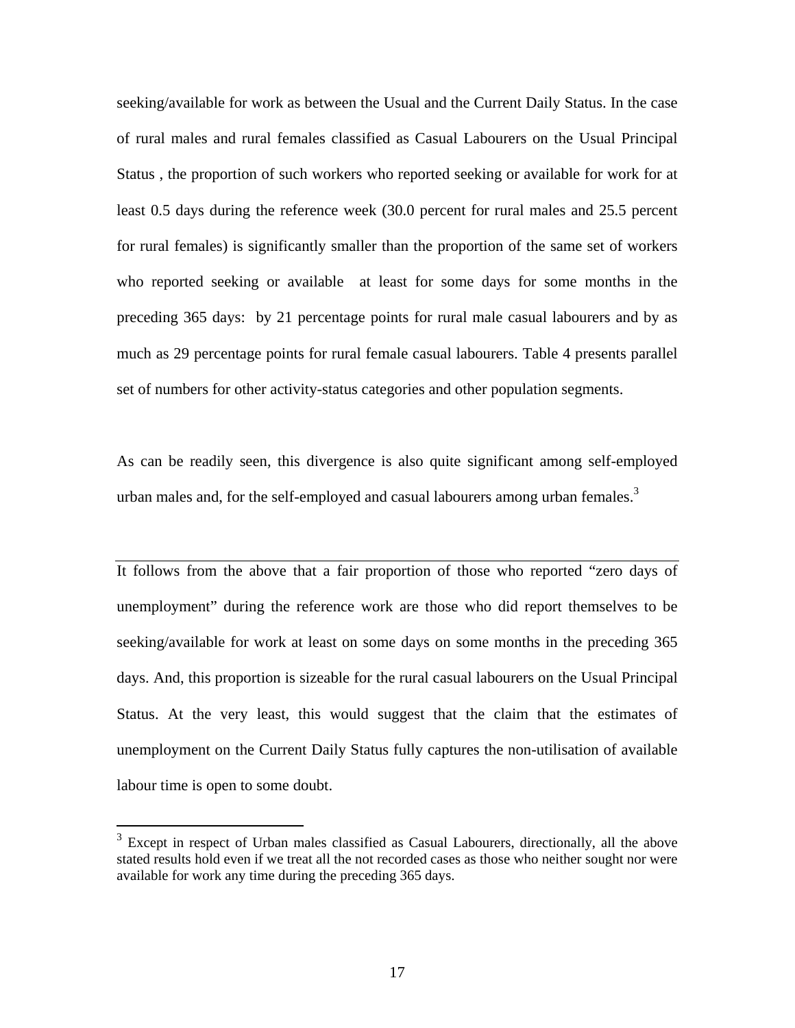seeking/available for work as between the Usual and the Current Daily Status. In the case of rural males and rural females classified as Casual Labourers on the Usual Principal Status , the proportion of such workers who reported seeking or available for work for at least 0.5 days during the reference week (30.0 percent for rural males and 25.5 percent for rural females) is significantly smaller than the proportion of the same set of workers who reported seeking or available at least for some days for some months in the preceding 365 days: by 21 percentage points for rural male casual labourers and by as much as 29 percentage points for rural female casual labourers. Table 4 presents parallel set of numbers for other activity-status categories and other population segments.

As can be readily seen, this divergence is also quite significant among self-employed urban males and, for the self-employed and casual labourers among urban females.[3]

---

It follows from the above that a fair proportion of those who reported "zero days of unemployment" during the reference work are those who did report themselves to be seeking/available for work at least on some days on some months in the preceding 365 days. And, this proportion is sizeable for the rural casual labourers on the Usual Principal Status. At the very least, this would suggest that the claim that the estimates of unemployment on the Current Daily Status fully captures the non-utilisation of available labour time is open to some doubt.

[3] Except in respect of Urban males classified as Casual Labourers, directionally, all the above stated results hold even if we treat all the not recorded cases as those who neither sought nor were available for work any time during the preceding 365 days.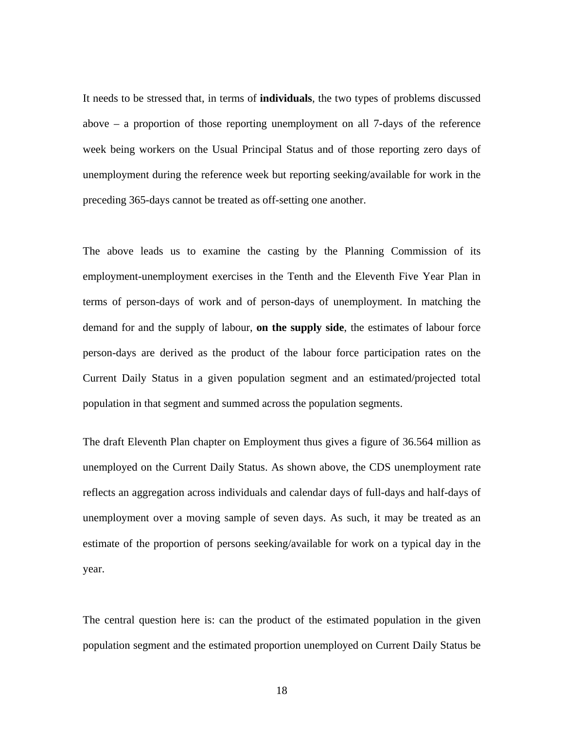It needs to be stressed that, in terms of **individuals**, the two types of problems discussed above – a proportion of those reporting unemployment on all 7-days of the reference week being workers on the Usual Principal Status and of those reporting zero days of unemployment during the reference week but reporting seeking/available for work in the preceding 365-days cannot be treated as off-setting one another.

The above leads us to examine the casting by the Planning Commission of its employment-unemployment exercises in the Tenth and the Eleventh Five Year Plan in terms of person-days of work and of person-days of unemployment. In matching the demand for and the supply of labour, **on the supply side**, the estimates of labour force person-days are derived as the product of the labour force participation rates on the Current Daily Status in a given population segment and an estimated/projected total population in that segment and summed across the population segments.

The draft Eleventh Plan chapter on Employment thus gives a figure of 36.564 million as unemployed on the Current Daily Status. As shown above, the CDS unemployment rate reflects an aggregation across individuals and calendar days of full-days and half-days of unemployment over a moving sample of seven days. As such, it may be treated as an estimate of the proportion of persons seeking/available for work on a typical day in the year.

The central question here is: can the product of the estimated population in the given population segment and the estimated proportion unemployed on Current Daily Status be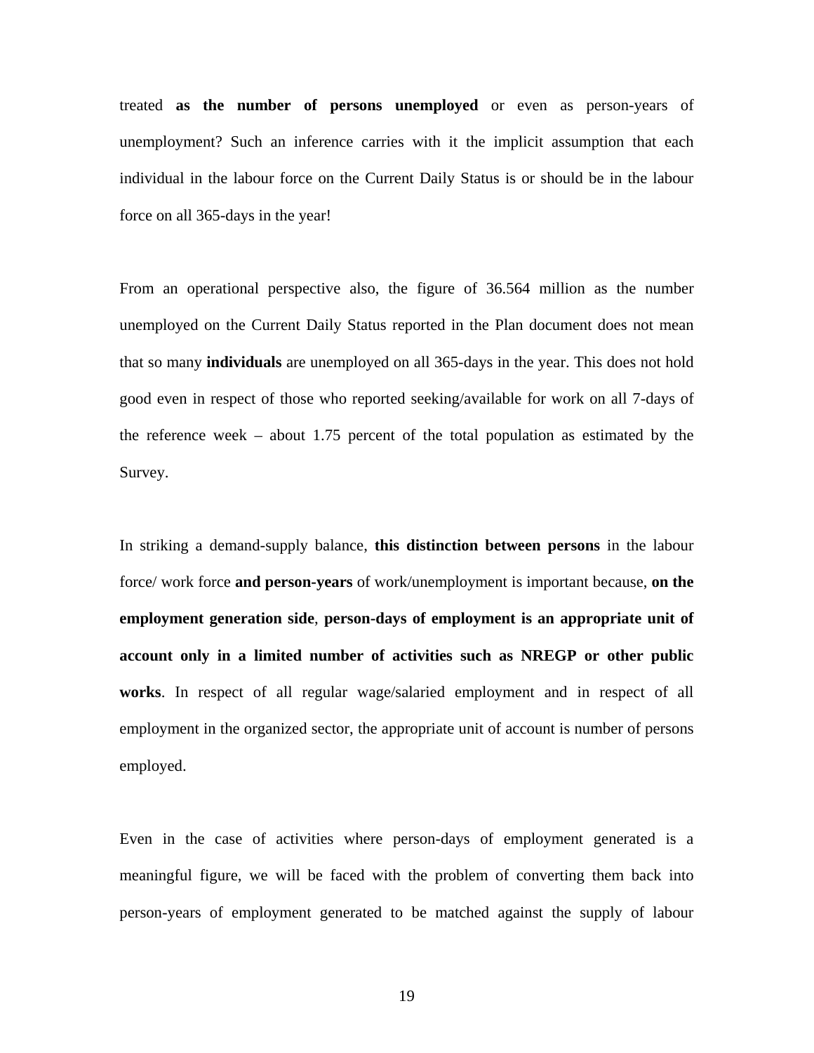treated **as the number of persons unemployed** or even as person-years of unemployment? Such an inference carries with it the implicit assumption that each individual in the labour force on the Current Daily Status is or should be in the labour force on all 365-days in the year!

From an operational perspective also, the figure of 36.564 million as the number unemployed on the Current Daily Status reported in the Plan document does not mean that so many **individuals** are unemployed on all 365-days in the year. This does not hold good even in respect of those who reported seeking/available for work on all 7-days of the reference week – about 1.75 percent of the total population as estimated by the Survey.

In striking a demand-supply balance, **this distinction between persons** in the labour force/ work force **and person-years** of work/unemployment is important because, **on the employment generation side**, **person-days of employment is an appropriate unit of account only in a limited number of activities such as NREGP or other public works**. In respect of all regular wage/salaried employment and in respect of all employment in the organized sector, the appropriate unit of account is number of persons employed.

Even in the case of activities where person-days of employment generated is a meaningful figure, we will be faced with the problem of converting them back into person-years of employment generated to be matched against the supply of labour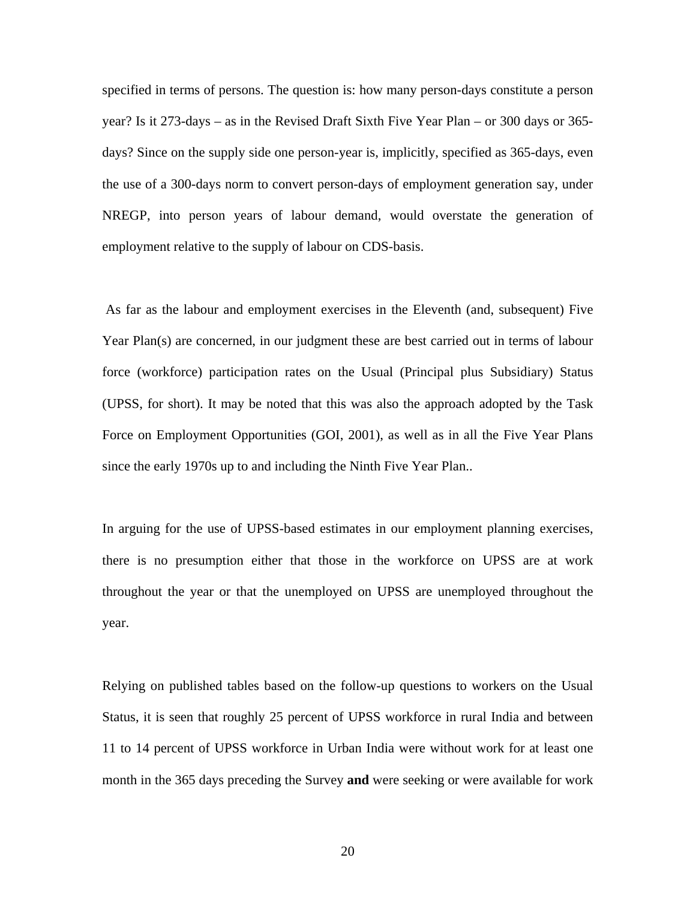specified in terms of persons. The question is: how many person-days constitute a person year? Is it 273-days – as in the Revised Draft Sixth Five Year Plan – or 300 days or 365-days? Since on the supply side one person-year is, implicitly, specified as 365-days, even the use of a 300-days norm to convert person-days of employment generation say, under NREGP, into person years of labour demand, would overstate the generation of employment relative to the supply of labour on CDS-basis.

As far as the labour and employment exercises in the Eleventh (and, subsequent) Five Year Plan(s) are concerned, in our judgment these are best carried out in terms of labour force (workforce) participation rates on the Usual (Principal plus Subsidiary) Status (UPSS, for short). It may be noted that this was also the approach adopted by the Task Force on Employment Opportunities (GOI, 2001), as well as in all the Five Year Plans since the early 1970s up to and including the Ninth Five Year Plan..

In arguing for the use of UPSS-based estimates in our employment planning exercises, there is no presumption either that those in the workforce on UPSS are at work throughout the year or that the unemployed on UPSS are unemployed throughout the year.

Relying on published tables based on the follow-up questions to workers on the Usual Status, it is seen that roughly 25 percent of UPSS workforce in rural India and between 11 to 14 percent of UPSS workforce in Urban India were without work for at least one month in the 365 days preceding the Survey **and** were seeking or were available for work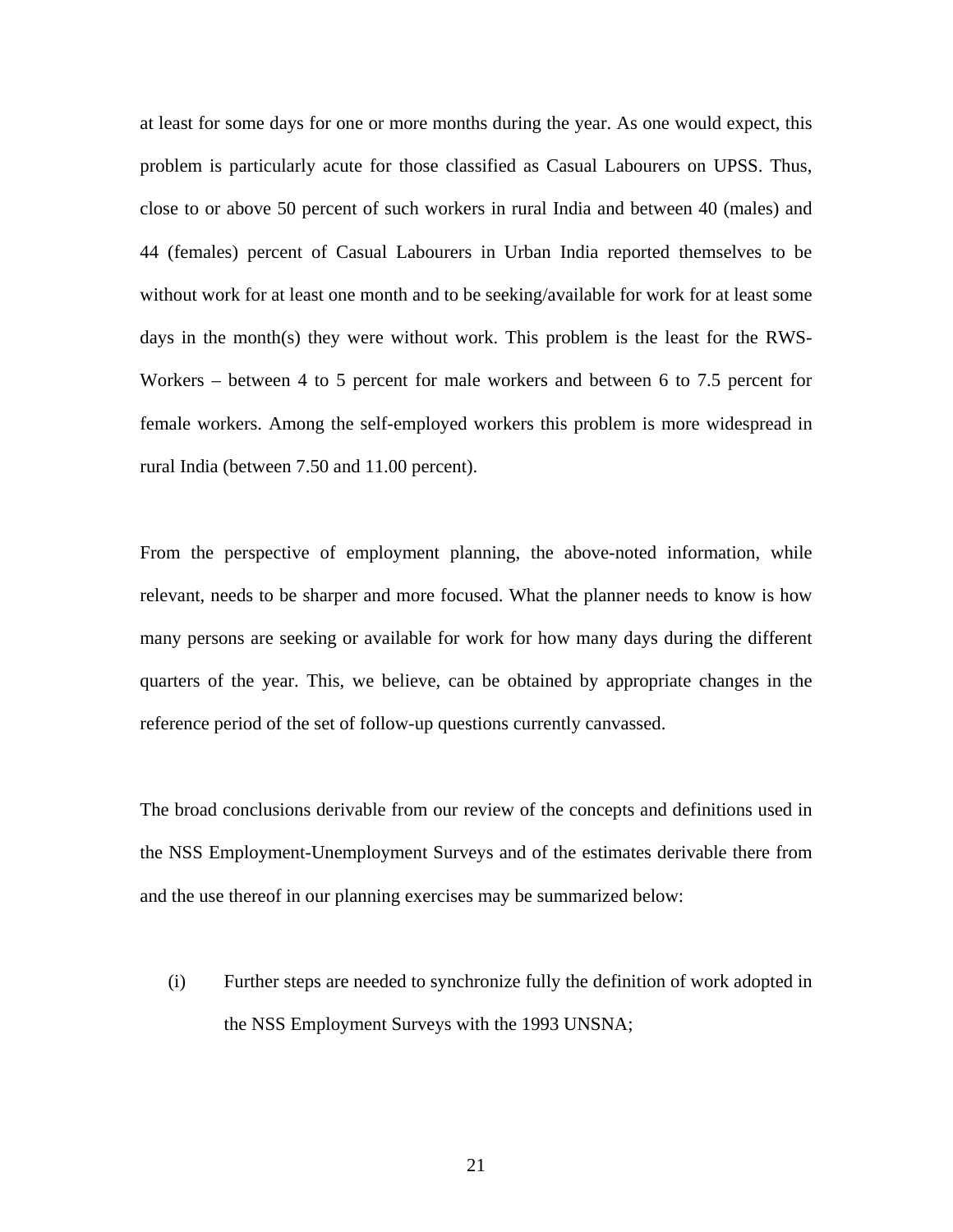at least for some days for one or more months during the year. As one would expect, this problem is particularly acute for those classified as Casual Labourers on UPSS. Thus, close to or above 50 percent of such workers in rural India and between 40 (males) and 44 (females) percent of Casual Labourers in Urban India reported themselves to be without work for at least one month and to be seeking/available for work for at least some days in the month(s) they were without work. This problem is the least for the RWS-Workers – between 4 to 5 percent for male workers and between 6 to 7.5 percent for female workers. Among the self-employed workers this problem is more widespread in rural India (between 7.50 and 11.00 percent).

From the perspective of employment planning, the above-noted information, while relevant, needs to be sharper and more focused. What the planner needs to know is how many persons are seeking or available for work for how many days during the different quarters of the year. This, we believe, can be obtained by appropriate changes in the reference period of the set of follow-up questions currently canvassed.

The broad conclusions derivable from our review of the concepts and definitions used in the NSS Employment-Unemployment Surveys and of the estimates derivable there from and the use thereof in our planning exercises may be summarized below:

(i) Further steps are needed to synchronize fully the definition of work adopted in the NSS Employment Surveys with the 1993 UNSNA;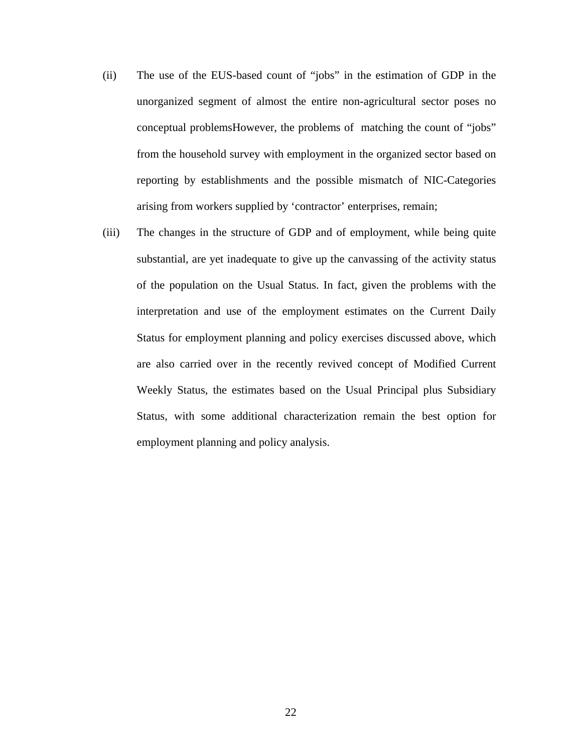(ii) The use of the EUS-based count of “jobs” in the estimation of GDP in the unorganized segment of almost the entire non-agricultural sector poses no conceptual problemsHowever, the problems of matching the count of “jobs” from the household survey with employment in the organized sector based on reporting by establishments and the possible mismatch of NIC-Categories arising from workers supplied by ‘contractor’ enterprises, remain;

(iii) The changes in the structure of GDP and of employment, while being quite substantial, are yet inadequate to give up the canvassing of the activity status of the population on the Usual Status. In fact, given the problems with the interpretation and use of the employment estimates on the Current Daily Status for employment planning and policy exercises discussed above, which are also carried over in the recently revived concept of Modified Current Weekly Status, the estimates based on the Usual Principal plus Subsidiary Status, with some additional characterization remain the best option for employment planning and policy analysis.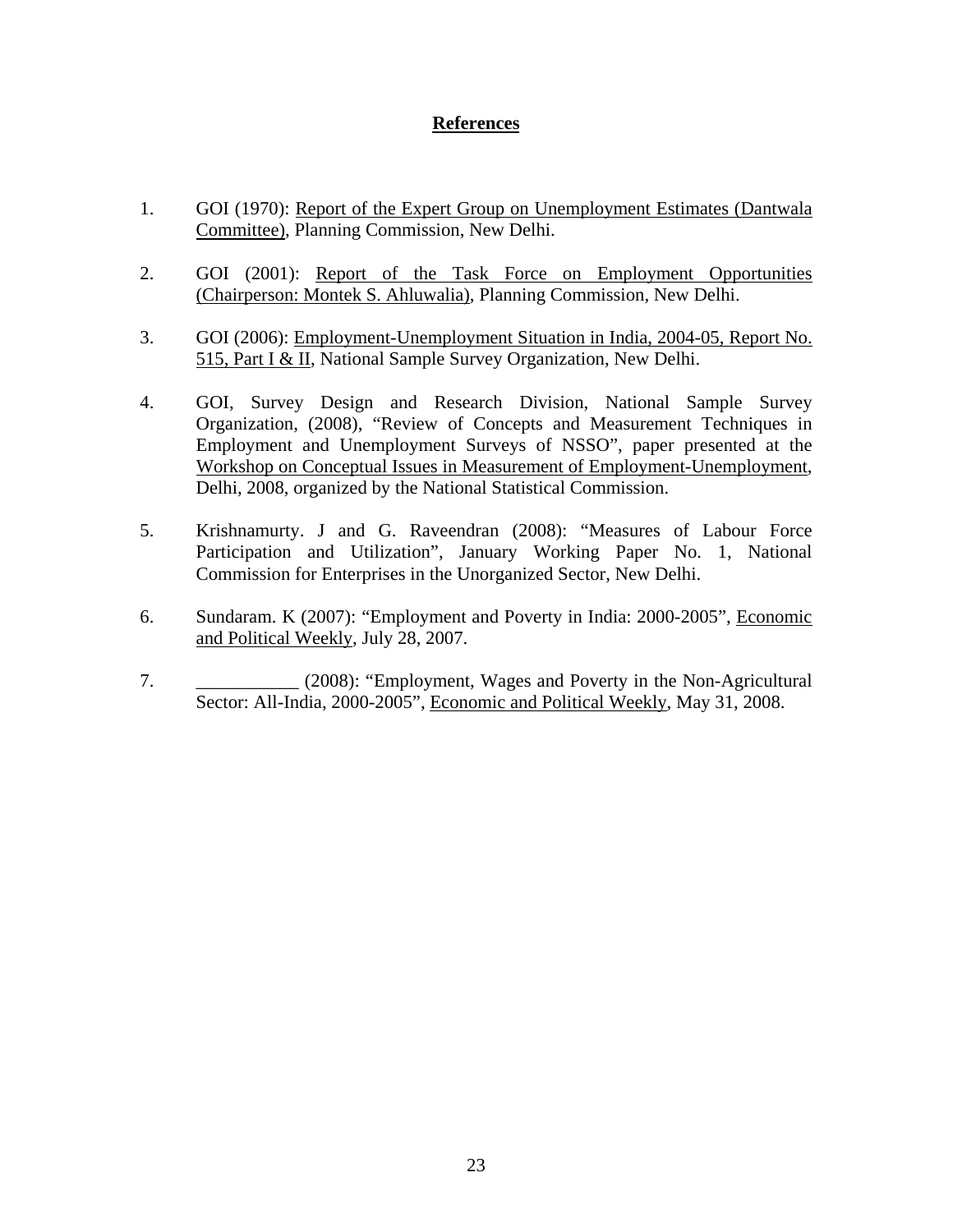## References

1. GOI (1970): Report of the Expert Group on Unemployment Estimates (Dantwala Committee), Planning Commission, New Delhi.

2. GOI (2001): Report of the Task Force on Employment Opportunities (Chairperson: Montek S. Ahluwalia), Planning Commission, New Delhi.

3. GOI (2006): Employment-Unemployment Situation in India, 2004-05, Report No. 515, Part I & II, National Sample Survey Organization, New Delhi.

4. GOI, Survey Design and Research Division, National Sample Survey Organization, (2008), "Review of Concepts and Measurement Techniques in Employment and Unemployment Surveys of NSSO", paper presented at the Workshop on Conceptual Issues in Measurement of Employment-Unemployment, Delhi, 2008, organized by the National Statistical Commission.

5. Krishnamurty. J and G. Raveendran (2008): "Measures of Labour Force Participation and Utilization", January Working Paper No. 1, National Commission for Enterprises in the Unorganized Sector, New Delhi.

6. Sundaram. K (2007): "Employment and Poverty in India: 2000-2005", Economic and Political Weekly, July 28, 2007.

7. ___________ (2008): "Employment, Wages and Poverty in the Non-Agricultural Sector: All-India, 2000-2005", Economic and Political Weekly, May 31, 2008.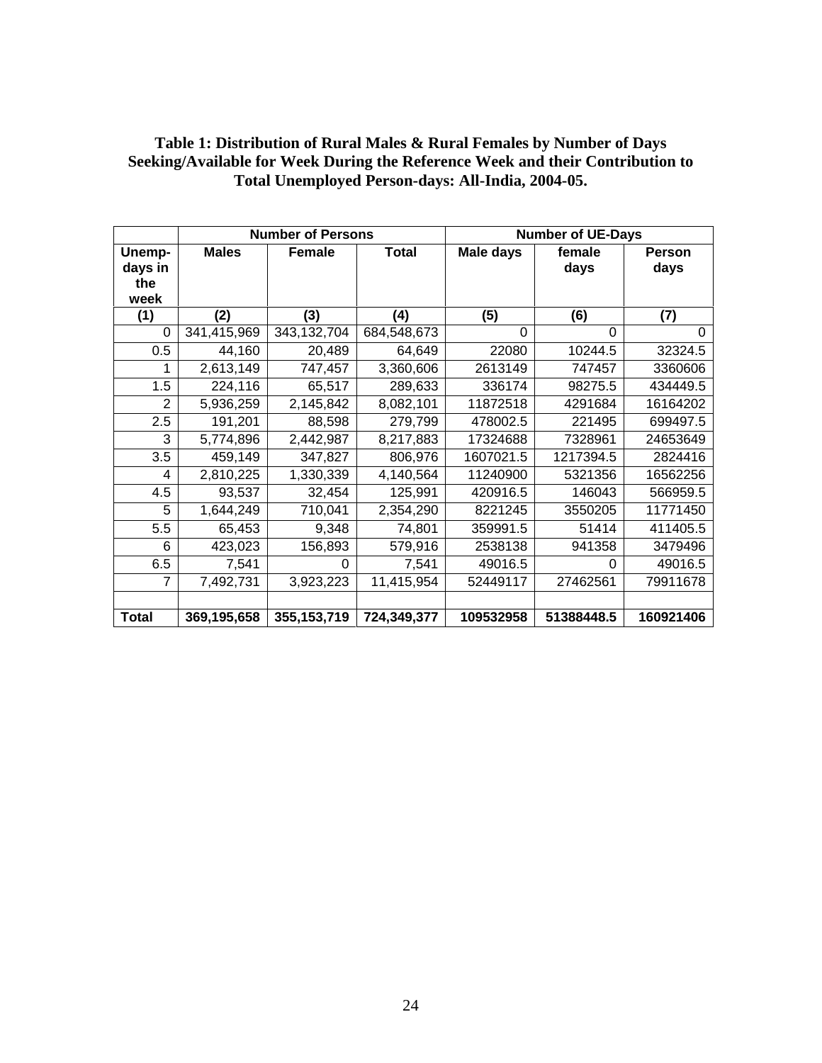**Table 1: Distribution of Rural Males & Rural Females by Number of Days Seeking/Available for Week During the Reference Week and their Contribution to Total Unemployed Person-days: All-India, 2004-05.**

| | Number of Persons | | | Number of UE-Days | | |
|---|---|---|---|---|---|---|
| **Unemp-days in the week** | **Males** | **Female** | **Total** | **Male days** | **female days** | **Person days** |
| **(1)** | **(2)** | **(3)** | **(4)** | **(5)** | **(6)** | **(7)** |
| 0 | 341,415,969 | 343,132,704 | 684,548,673 | 0 | 0 | 0 |
| 0.5 | 44,160 | 20,489 | 64,649 | 22080 | 10244.5 | 32324.5 |
| 1 | 2,613,149 | 747,457 | 3,360,606 | 2613149 | 747457 | 3360606 |
| 1.5 | 224,116 | 65,517 | 289,633 | 336174 | 98275.5 | 434449.5 |
| 2 | 5,936,259 | 2,145,842 | 8,082,101 | 11872518 | 4291684 | 16164202 |
| 2.5 | 191,201 | 88,598 | 279,799 | 478002.5 | 221495 | 699497.5 |
| 3 | 5,774,896 | 2,442,987 | 8,217,883 | 17324688 | 7328961 | 24653649 |
| 3.5 | 459,149 | 347,827 | 806,976 | 1607021.5 | 1217394.5 | 2824416 |
| 4 | 2,810,225 | 1,330,339 | 4,140,564 | 11240900 | 5321356 | 16562256 |
| 4.5 | 93,537 | 32,454 | 125,991 | 420916.5 | 146043 | 566959.5 |
| 5 | 1,644,249 | 710,041 | 2,354,290 | 8221245 | 3550205 | 11771450 |
| 5.5 | 65,453 | 9,348 | 74,801 | 359991.5 | 51414 | 411405.5 |
| 6 | 423,023 | 156,893 | 579,916 | 2538138 | 941358 | 3479496 |
| 6.5 | 7,541 | 0 | 7,541 | 49016.5 | 0 | 49016.5 |
| 7 | 7,492,731 | 3,923,223 | 11,415,954 | 52449117 | 27462561 | 79911678 |
| | | | | | | |
| **Total** | **369,195,658** | **355,153,719** | **724,349,377** | **109532958** | **51388448.5** | **160921406** |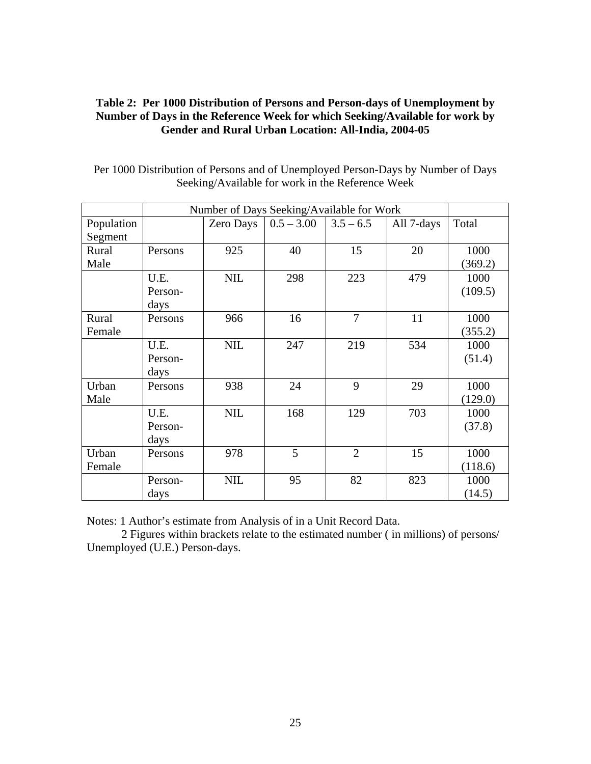**Table 2: Per 1000 Distribution of Persons and Person-days of Unemployment by Number of Days in the Reference Week for which Seeking/Available for work by Gender and Rural Urban Location: All-India, 2004-05**

Per 1000 Distribution of Persons and of Unemployed Person-Days by Number of Days Seeking/Available for work in the Reference Week

| | Number of Days Seeking/Available for Work | | | | | |
|---|---|---|---|---|---|---|
| Population Segment | | Zero Days | 0.5 – 3.00 | 3.5 – 6.5 | All 7-days | Total |
| Rural Male | Persons | 925 | 40 | 15 | 20 | 1000 (369.2) |
| | U.E. Person-days | NIL | 298 | 223 | 479 | 1000 (109.5) |
| Rural Female | Persons | 966 | 16 | 7 | 11 | 1000 (355.2) |
| | U.E. Person-days | NIL | 247 | 219 | 534 | 1000 (51.4) |
| Urban Male | Persons | 938 | 24 | 9 | 29 | 1000 (129.0) |
| | U.E. Person-days | NIL | 168 | 129 | 703 | 1000 (37.8) |
| Urban Female | Persons | 978 | 5 | 2 | 15 | 1000 (118.6) |
| | Person-days | NIL | 95 | 82 | 823 | 1000 (14.5) |

Notes: 1 Author's estimate from Analysis of in a Unit Record Data.

2 Figures within brackets relate to the estimated number ( in millions) of persons/ Unemployed (U.E.) Person-days.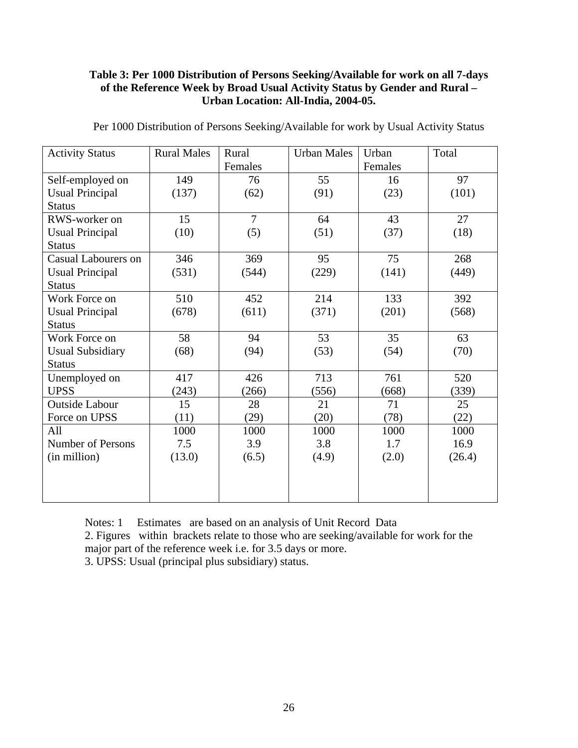**Table 3: Per 1000 Distribution of Persons Seeking/Available for work on all 7-days of the Reference Week by Broad Usual Activity Status by Gender and Rural – Urban Location: All-India, 2004-05.**

Per 1000 Distribution of Persons Seeking/Available for work by Usual Activity Status

| Activity Status | Rural Males | Rural Females | Urban Males | Urban Females | Total |
|---|---|---|---|---|---|
| Self-employed on Usual Principal Status | 149 (137) | 76 (62) | 55 (91) | 16 (23) | 97 (101) |
| RWS-worker on Usual Principal Status | 15 (10) | 7 (5) | 64 (51) | 43 (37) | 27 (18) |
| Casual Labourers on Usual Principal Status | 346 (531) | 369 (544) | 95 (229) | 75 (141) | 268 (449) |
| Work Force on Usual Principal Status | 510 (678) | 452 (611) | 214 (371) | 133 (201) | 392 (568) |
| Work Force on Usual Subsidiary Status | 58 (68) | 94 (94) | 53 (53) | 35 (54) | 63 (70) |
| Unemployed on UPSS | 417 (243) | 426 (266) | 713 (556) | 761 (668) | 520 (339) |
| Outside Labour Force on UPSS | 15 (11) | 28 (29) | 21 (20) | 71 (78) | 25 (22) |
| All<br>Number of Persons (in million) | 1000<br>7.5<br>(13.0) | 1000<br>3.9<br>(6.5) | 1000<br>3.8<br>(4.9) | 1000<br>1.7<br>(2.0) | 1000<br>16.9<br>(26.4) |

Notes: 1 Estimates are based on an analysis of Unit Record Data

2. Figures within brackets relate to those who are seeking/available for work for the major part of the reference week i.e. for 3.5 days or more.

3. UPSS: Usual (principal plus subsidiary) status.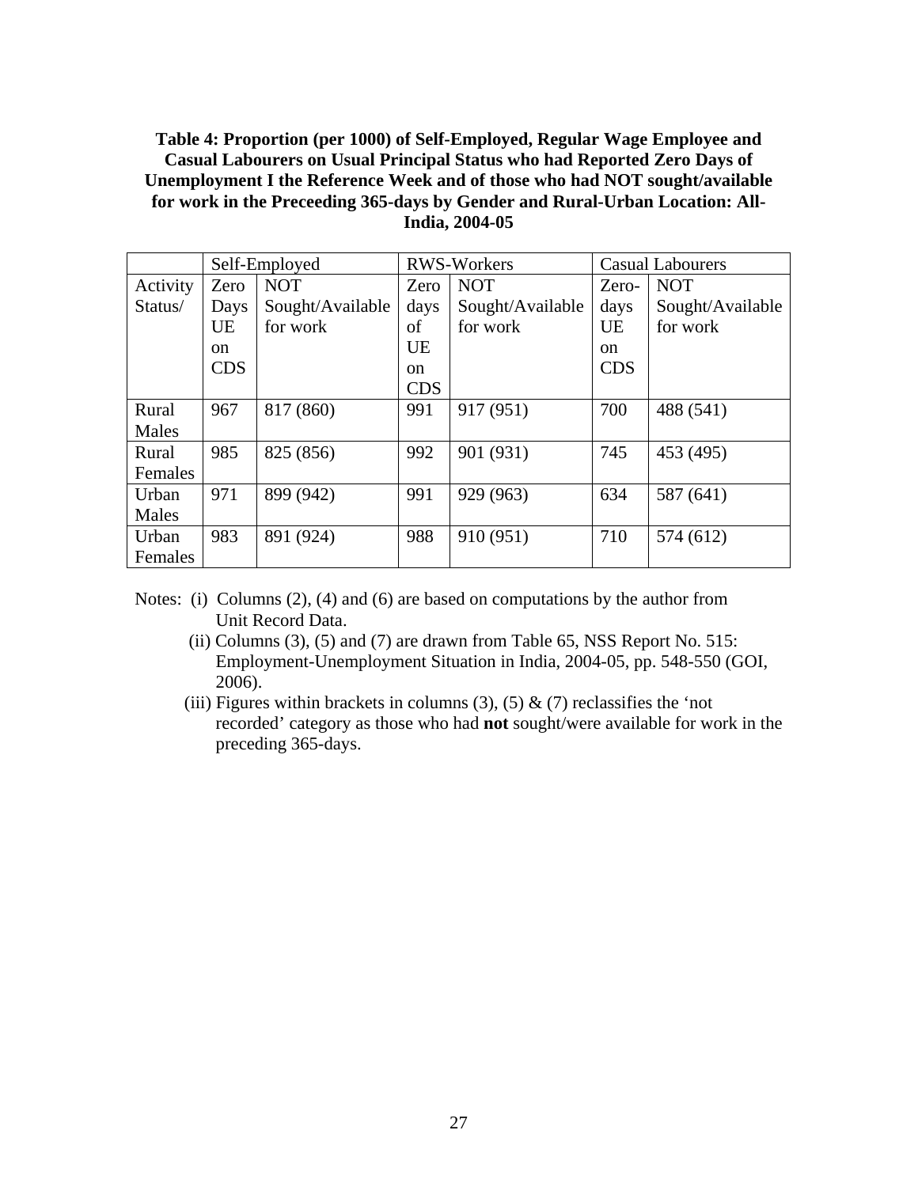**Table 4: Proportion (per 1000) of Self-Employed, Regular Wage Employee and Casual Labourers on Usual Principal Status who had Reported Zero Days of Unemployment I the Reference Week and of those who had NOT sought/available for work in the Preceeding 365-days by Gender and Rural-Urban Location: All-India, 2004-05**

| | Self-Employed | | RWS-Workers | | Casual Labourers | |
|---|---|---|---|---|---|---|
| Activity Status/ | Zero Days UE on CDS | NOT Sought/Available for work | Zero days of UE on CDS | NOT Sought/Available for work | Zero-days UE on CDS | NOT Sought/Available for work |
| Rural Males | 967 | 817 (860) | 991 | 917 (951) | 700 | 488 (541) |
| Rural Females | 985 | 825 (856) | 992 | 901 (931) | 745 | 453 (495) |
| Urban Males | 971 | 899 (942) | 991 | 929 (963) | 634 | 587 (641) |
| Urban Females | 983 | 891 (924) | 988 | 910 (951) | 710 | 574 (612) |

Notes: (i) Columns (2), (4) and (6) are based on computations by the author from Unit Record Data.

(ii) Columns (3), (5) and (7) are drawn from Table 65, NSS Report No. 515: Employment-Unemployment Situation in India, 2004-05, pp. 548-550 (GOI, 2006).

(iii) Figures within brackets in columns (3), (5) & (7) reclassifies the 'not recorded' category as those who had **not** sought/were available for work in the preceding 365-days.